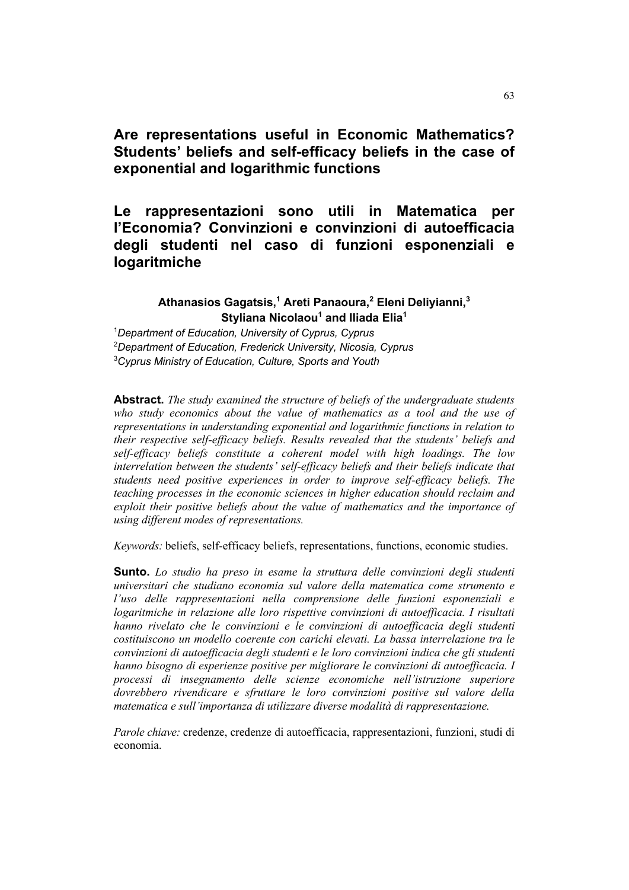# Are representations useful in Economic Mathematics? Students' beliefs and self-efficacy beliefs in the case of exponential and logarithmic functions

# Le rappresentazioni sono utili in Matematica per l'Economia? Convinzioni e convinzioni di autoefficacia degli studenti nel caso di funzioni esponenziali e logaritmiche

**Athanasios Gagatsis,[1] Areti Panaoura,[2] Eleni Deliyianni,[3] Styliana Nicolaou[1] and Iliada Elia[1]**

[1]*Department of Education, University of Cyprus, Cyprus*
[2]*Department of Education, Frederick University, Nicosia, Cyprus*
[3]*Cyprus Ministry of Education, Culture, Sports and Youth*

**Abstract.** *The study examined the structure of beliefs of the undergraduate students who study economics about the value of mathematics as a tool and the use of representations in understanding exponential and logarithmic functions in relation to their respective self-efficacy beliefs. Results revealed that the students' beliefs and self-efficacy beliefs constitute a coherent model with high loadings. The low interrelation between the students' self-efficacy beliefs and their beliefs indicate that students need positive experiences in order to improve self-efficacy beliefs. The teaching processes in the economic sciences in higher education should reclaim and exploit their positive beliefs about the value of mathematics and the importance of using different modes of representations.*

*Keywords:* beliefs, self-efficacy beliefs, representations, functions, economic studies.

**Sunto.** *Lo studio ha preso in esame la struttura delle convinzioni degli studenti universitari che studiano economia sul valore della matematica come strumento e l'uso delle rappresentazioni nella comprensione delle funzioni esponenziali e logaritmiche in relazione alle loro rispettive convinzioni di autoefficacia. I risultati hanno rivelato che le convinzioni e le convinzioni di autoefficacia degli studenti costituiscono un modello coerente con carichi elevati. La bassa interrelazione tra le convinzioni di autoefficacia degli studenti e le loro convinzioni indica che gli studenti hanno bisogno di esperienze positive per migliorare le convinzioni di autoefficacia. I processi di insegnamento delle scienze economiche nell'istruzione superiore dovrebbero rivendicare e sfruttare le loro convinzioni positive sul valore della matematica e sull'importanza di utilizzare diverse modalità di rappresentazione.*

*Parole chiave:* credenze, credenze di autoefficacia, rappresentazioni, funzioni, studi di economia.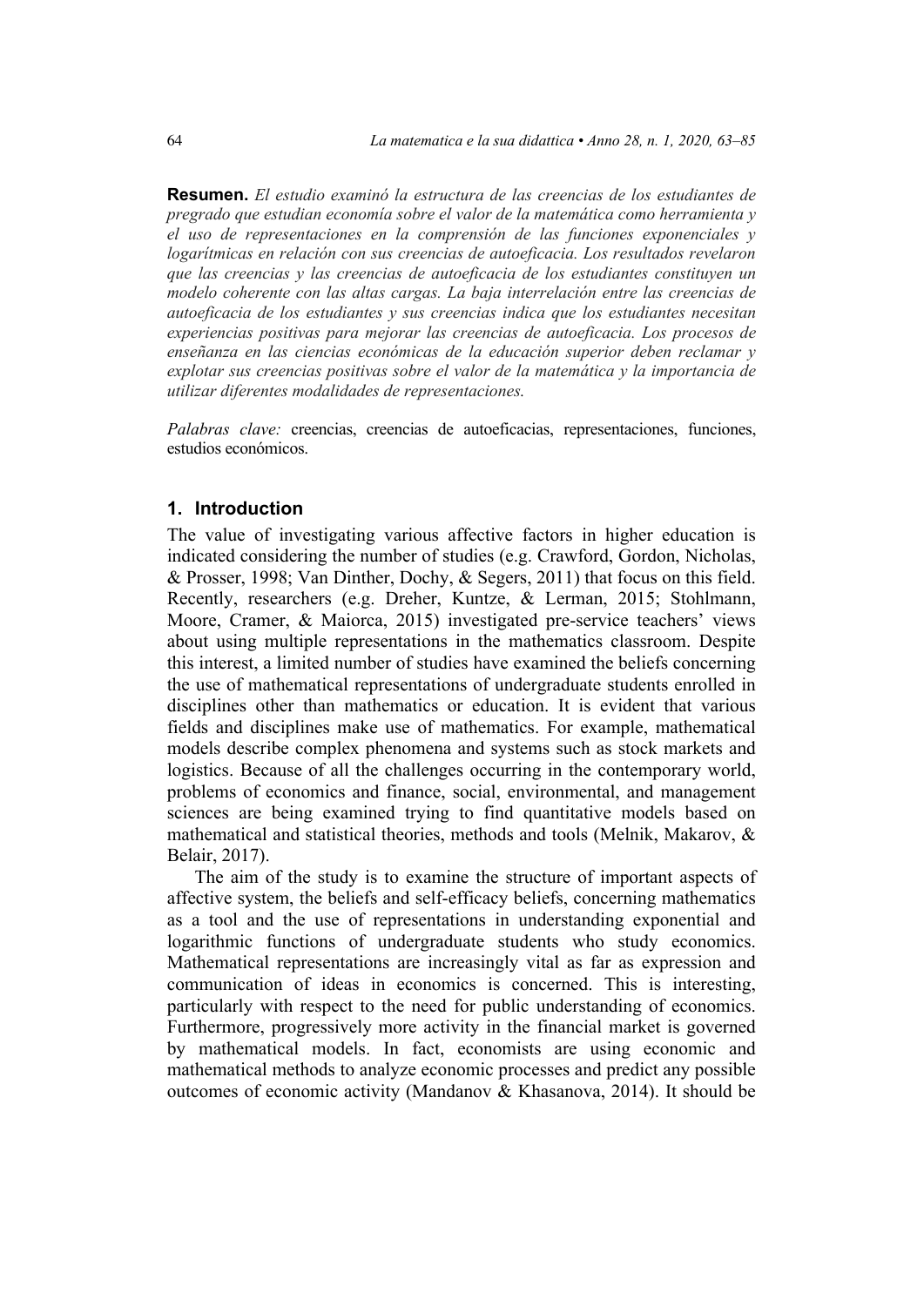**Resumen.** *El estudio examinó la estructura de las creencias de los estudiantes de pregrado que estudian economía sobre el valor de la matemática como herramienta y el uso de representaciones en la comprensión de las funciones exponenciales y logarítmicas en relación con sus creencias de autoeficacia. Los resultados revelaron que las creencias y las creencias de autoeficacia de los estudiantes constituyen un modelo coherente con las altas cargas. La baja interrelación entre las creencias de autoeficacia de los estudiantes y sus creencias indica que los estudiantes necesitan experiencias positivas para mejorar las creencias de autoeficacia. Los procesos de enseñanza en las ciencias económicas de la educación superior deben reclamar y explotar sus creencias positivas sobre el valor de la matemática y la importancia de utilizar diferentes modalidades de representaciones.*

*Palabras clave:* creencias, creencias de autoeficacias, representaciones, funciones, estudios económicos.

## 1. Introduction

The value of investigating various affective factors in higher education is indicated considering the number of studies (e.g. Crawford, Gordon, Nicholas, & Prosser, 1998; Van Dinther, Dochy, & Segers, 2011) that focus on this field. Recently, researchers (e.g. Dreher, Kuntze, & Lerman, 2015; Stohlmann, Moore, Cramer, & Maiorca, 2015) investigated pre-service teachers' views about using multiple representations in the mathematics classroom. Despite this interest, a limited number of studies have examined the beliefs concerning the use of mathematical representations of undergraduate students enrolled in disciplines other than mathematics or education. It is evident that various fields and disciplines make use of mathematics. For example, mathematical models describe complex phenomena and systems such as stock markets and logistics. Because of all the challenges occurring in the contemporary world, problems of economics and finance, social, environmental, and management sciences are being examined trying to find quantitative models based on mathematical and statistical theories, methods and tools (Melnik, Makarov, & Belair, 2017).

The aim of the study is to examine the structure of important aspects of affective system, the beliefs and self-efficacy beliefs, concerning mathematics as a tool and the use of representations in understanding exponential and logarithmic functions of undergraduate students who study economics. Mathematical representations are increasingly vital as far as expression and communication of ideas in economics is concerned. This is interesting, particularly with respect to the need for public understanding of economics. Furthermore, progressively more activity in the financial market is governed by mathematical models. In fact, economists are using economic and mathematical methods to analyze economic processes and predict any possible outcomes of economic activity (Mandanov & Khasanova, 2014). It should be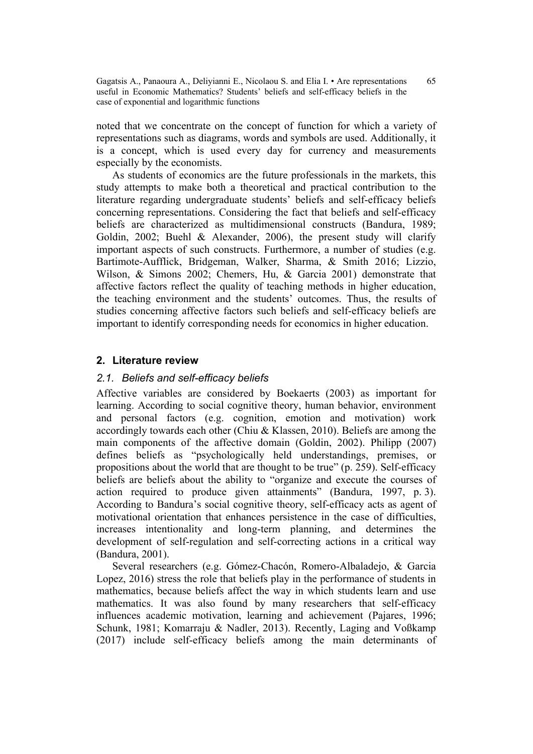noted that we concentrate on the concept of function for which a variety of representations such as diagrams, words and symbols are used. Additionally, it is a concept, which is used every day for currency and measurements especially by the economists.

As students of economics are the future professionals in the markets, this study attempts to make both a theoretical and practical contribution to the literature regarding undergraduate students' beliefs and self-efficacy beliefs concerning representations. Considering the fact that beliefs and self-efficacy beliefs are characterized as multidimensional constructs (Bandura, 1989; Goldin, 2002; Buehl & Alexander, 2006), the present study will clarify important aspects of such constructs. Furthermore, a number of studies (e.g. Bartimote-Aufflick, Bridgeman, Walker, Sharma, & Smith 2016; Lizzio, Wilson, & Simons 2002; Chemers, Hu, & Garcia 2001) demonstrate that affective factors reflect the quality of teaching methods in higher education, the teaching environment and the students' outcomes. Thus, the results of studies concerning affective factors such beliefs and self-efficacy beliefs are important to identify corresponding needs for economics in higher education.

## 2. Literature review

### *2.1. Beliefs and self-efficacy beliefs*

Affective variables are considered by Boekaerts (2003) as important for learning. According to social cognitive theory, human behavior, environment and personal factors (e.g. cognition, emotion and motivation) work accordingly towards each other (Chiu & Klassen, 2010). Beliefs are among the main components of the affective domain (Goldin, 2002). Philipp (2007) defines beliefs as "psychologically held understandings, premises, or propositions about the world that are thought to be true" (p. 259). Self-efficacy beliefs are beliefs about the ability to "organize and execute the courses of action required to produce given attainments" (Bandura, 1997, p. 3). According to Bandura's social cognitive theory, self-efficacy acts as agent of motivational orientation that enhances persistence in the case of difficulties, increases intentionality and long-term planning, and determines the development of self-regulation and self-correcting actions in a critical way (Bandura, 2001).

Several researchers (e.g. Gómez-Chacón, Romero-Albaladejo, & Garcia Lopez, 2016) stress the role that beliefs play in the performance of students in mathematics, because beliefs affect the way in which students learn and use mathematics. It was also found by many researchers that self-efficacy influences academic motivation, learning and achievement (Pajares, 1996; Schunk, 1981; Komarraju & Nadler, 2013). Recently, Laging and Voßkamp (2017) include self-efficacy beliefs among the main determinants of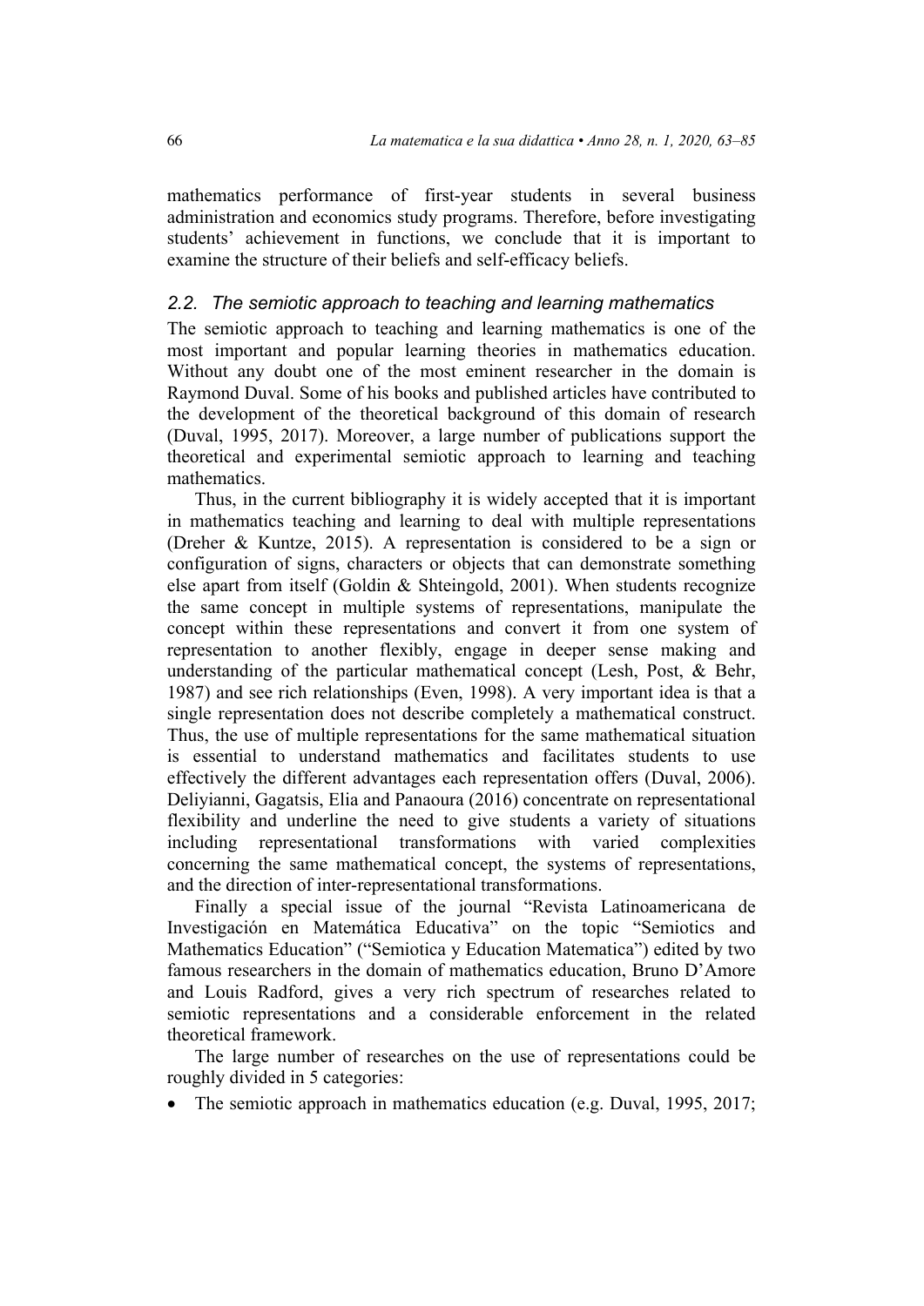mathematics performance of first-year students in several business administration and economics study programs. Therefore, before investigating students' achievement in functions, we conclude that it is important to examine the structure of their beliefs and self-efficacy beliefs.

### 2.2. *The semiotic approach to teaching and learning mathematics*

The semiotic approach to teaching and learning mathematics is one of the most important and popular learning theories in mathematics education. Without any doubt one of the most eminent researcher in the domain is Raymond Duval. Some of his books and published articles have contributed to the development of the theoretical background of this domain of research (Duval, 1995, 2017). Moreover, a large number of publications support the theoretical and experimental semiotic approach to learning and teaching mathematics.

Thus, in the current bibliography it is widely accepted that it is important in mathematics teaching and learning to deal with multiple representations (Dreher & Kuntze, 2015). A representation is considered to be a sign or configuration of signs, characters or objects that can demonstrate something else apart from itself (Goldin & Shteingold, 2001). When students recognize the same concept in multiple systems of representations, manipulate the concept within these representations and convert it from one system of representation to another flexibly, engage in deeper sense making and understanding of the particular mathematical concept (Lesh, Post, & Behr, 1987) and see rich relationships (Even, 1998). A very important idea is that a single representation does not describe completely a mathematical construct. Thus, the use of multiple representations for the same mathematical situation is essential to understand mathematics and facilitates students to use effectively the different advantages each representation offers (Duval, 2006). Deliyianni, Gagatsis, Elia and Panaoura (2016) concentrate on representational flexibility and underline the need to give students a variety of situations including representational transformations with varied complexities concerning the same mathematical concept, the systems of representations, and the direction of inter-representational transformations.

Finally a special issue of the journal "Revista Latinoamericana de Investigación en Matemática Educativa" on the topic "Semiotics and Mathematics Education" ("Semiotica y Education Matematica") edited by two famous researchers in the domain of mathematics education, Bruno D'Amore and Louis Radford, gives a very rich spectrum of researches related to semiotic representations and a considerable enforcement in the related theoretical framework.

The large number of researches on the use of representations could be roughly divided in 5 categories:

- The semiotic approach in mathematics education (e.g. Duval, 1995, 2017;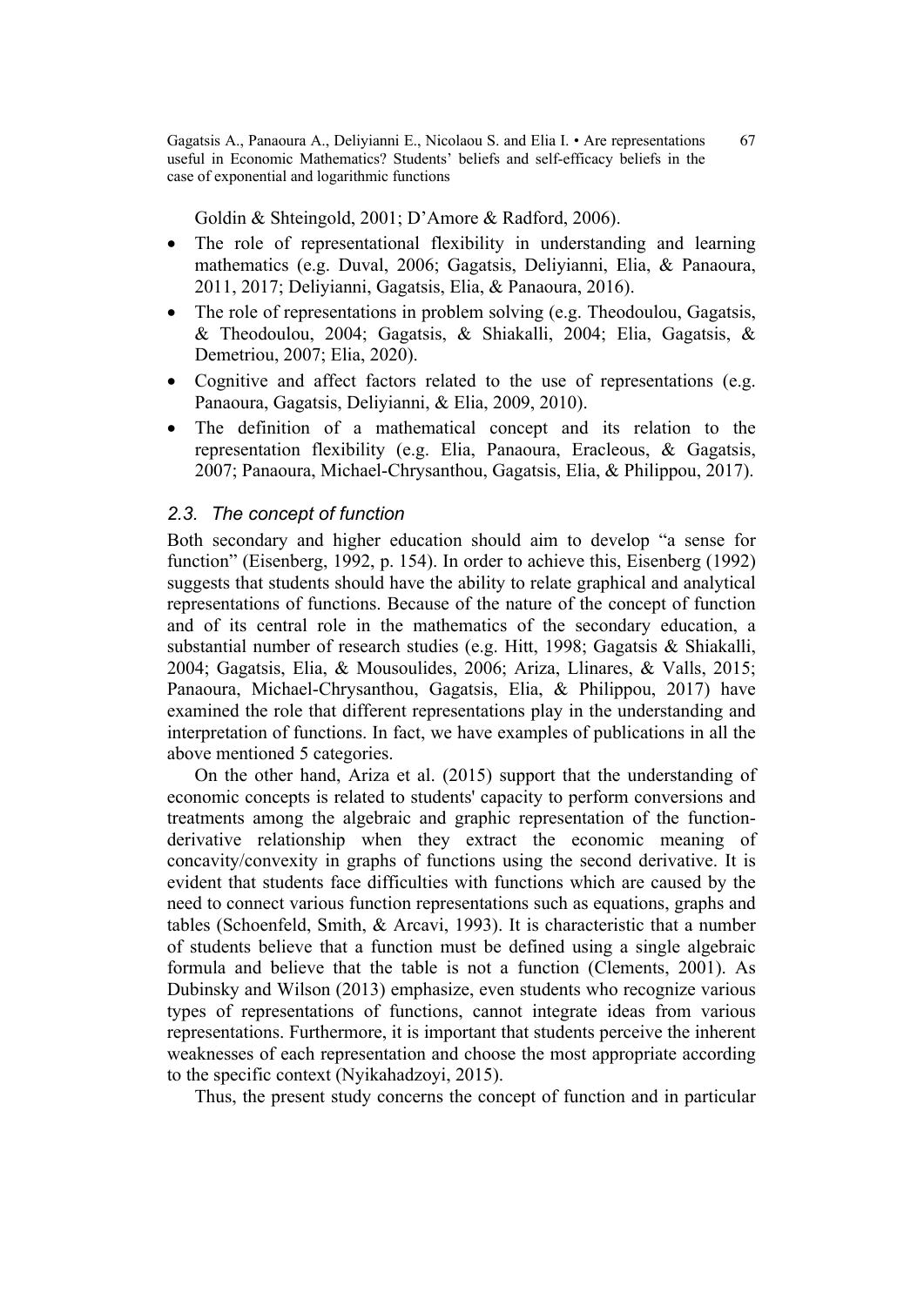Goldin & Shteingold, 2001; D'Amore & Radford, 2006).

- The role of representational flexibility in understanding and learning mathematics (e.g. Duval, 2006; Gagatsis, Deliyianni, Elia, & Panaoura, 2011, 2017; Deliyianni, Gagatsis, Elia, & Panaoura, 2016).
- The role of representations in problem solving (e.g. Theodoulou, Gagatsis, & Theodoulou, 2004; Gagatsis, & Shiakalli, 2004; Elia, Gagatsis, & Demetriou, 2007; Elia, 2020).
- Cognitive and affect factors related to the use of representations (e.g. Panaoura, Gagatsis, Deliyianni, & Elia, 2009, 2010).
- The definition of a mathematical concept and its relation to the representation flexibility (e.g. Elia, Panaoura, Eracleous, & Gagatsis, 2007; Panaoura, Michael-Chrysanthou, Gagatsis, Elia, & Philippou, 2017).

### 2.3. *The concept of function*

Both secondary and higher education should aim to develop "a sense for function" (Eisenberg, 1992, p. 154). In order to achieve this, Eisenberg (1992) suggests that students should have the ability to relate graphical and analytical representations of functions. Because of the nature of the concept of function and of its central role in the mathematics of the secondary education, a substantial number of research studies (e.g. Hitt, 1998; Gagatsis & Shiakalli, 2004; Gagatsis, Elia, & Mousoulides, 2006; Ariza, Llinares, & Valls, 2015; Panaoura, Michael-Chrysanthou, Gagatsis, Elia, & Philippou, 2017) have examined the role that different representations play in the understanding and interpretation of functions. In fact, we have examples of publications in all the above mentioned 5 categories.

On the other hand, Ariza et al. (2015) support that the understanding of economic concepts is related to students' capacity to perform conversions and treatments among the algebraic and graphic representation of the function-derivative relationship when they extract the economic meaning of concavity/convexity in graphs of functions using the second derivative. It is evident that students face difficulties with functions which are caused by the need to connect various function representations such as equations, graphs and tables (Schoenfeld, Smith, & Arcavi, 1993). It is characteristic that a number of students believe that a function must be defined using a single algebraic formula and believe that the table is not a function (Clements, 2001). As Dubinsky and Wilson (2013) emphasize, even students who recognize various types of representations of functions, cannot integrate ideas from various representations. Furthermore, it is important that students perceive the inherent weaknesses of each representation and choose the most appropriate according to the specific context (Nyikahadzoyi, 2015).

Thus, the present study concerns the concept of function and in particular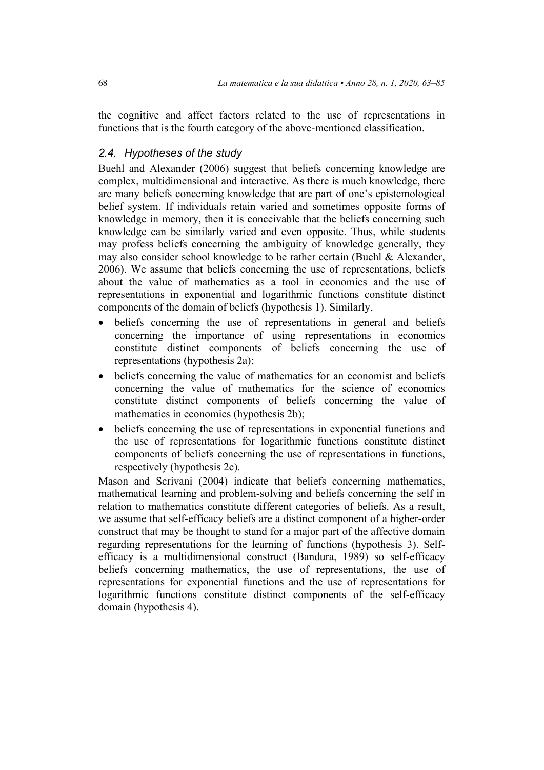the cognitive and affect factors related to the use of representations in functions that is the fourth category of the above-mentioned classification.

### *2.4. Hypotheses of the study*

Buehl and Alexander (2006) suggest that beliefs concerning knowledge are complex, multidimensional and interactive. As there is much knowledge, there are many beliefs concerning knowledge that are part of one's epistemological belief system. If individuals retain varied and sometimes opposite forms of knowledge in memory, then it is conceivable that the beliefs concerning such knowledge can be similarly varied and even opposite. Thus, while students may profess beliefs concerning the ambiguity of knowledge generally, they may also consider school knowledge to be rather certain (Buehl & Alexander, 2006). We assume that beliefs concerning the use of representations, beliefs about the value of mathematics as a tool in economics and the use of representations in exponential and logarithmic functions constitute distinct components of the domain of beliefs (hypothesis 1). Similarly,

- beliefs concerning the use of representations in general and beliefs concerning the importance of using representations in economics constitute distinct components of beliefs concerning the use of representations (hypothesis 2a);
- beliefs concerning the value of mathematics for an economist and beliefs concerning the value of mathematics for the science of economics constitute distinct components of beliefs concerning the value of mathematics in economics (hypothesis 2b);
- beliefs concerning the use of representations in exponential functions and the use of representations for logarithmic functions constitute distinct components of beliefs concerning the use of representations in functions, respectively (hypothesis 2c).

Mason and Scrivani (2004) indicate that beliefs concerning mathematics, mathematical learning and problem-solving and beliefs concerning the self in relation to mathematics constitute different categories of beliefs. As a result, we assume that self-efficacy beliefs are a distinct component of a higher-order construct that may be thought to stand for a major part of the affective domain regarding representations for the learning of functions (hypothesis 3). Self-efficacy is a multidimensional construct (Bandura, 1989) so self-efficacy beliefs concerning mathematics, the use of representations, the use of representations for exponential functions and the use of representations for logarithmic functions constitute distinct components of the self-efficacy domain (hypothesis 4).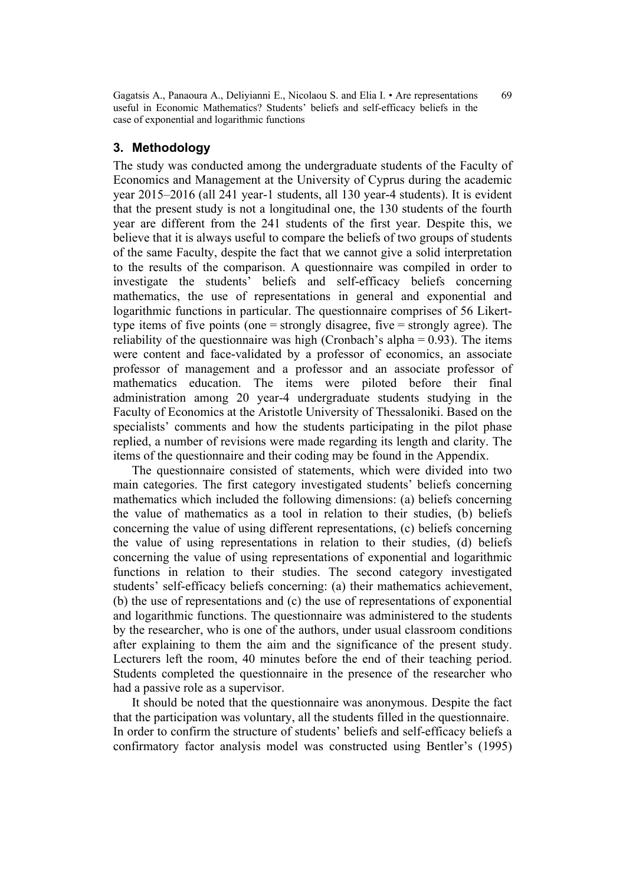## 3. Methodology

The study was conducted among the undergraduate students of the Faculty of Economics and Management at the University of Cyprus during the academic year 2015–2016 (all 241 year-1 students, all 130 year-4 students). It is evident that the present study is not a longitudinal one, the 130 students of the fourth year are different from the 241 students of the first year. Despite this, we believe that it is always useful to compare the beliefs of two groups of students of the same Faculty, despite the fact that we cannot give a solid interpretation to the results of the comparison. A questionnaire was compiled in order to investigate the students' beliefs and self-efficacy beliefs concerning mathematics, the use of representations in general and exponential and logarithmic functions in particular. The questionnaire comprises of 56 Likert-type items of five points (one = strongly disagree, five = strongly agree). The reliability of the questionnaire was high (Cronbach's alpha = 0.93). The items were content and face-validated by a professor of economics, an associate professor of management and a professor and an associate professor of mathematics education. The items were piloted before their final administration among 20 year-4 undergraduate students studying in the Faculty of Economics at the Aristotle University of Thessaloniki. Based on the specialists' comments and how the students participating in the pilot phase replied, a number of revisions were made regarding its length and clarity. The items of the questionnaire and their coding may be found in the Appendix.

The questionnaire consisted of statements, which were divided into two main categories. The first category investigated students' beliefs concerning mathematics which included the following dimensions: (a) beliefs concerning the value of mathematics as a tool in relation to their studies, (b) beliefs concerning the value of using different representations, (c) beliefs concerning the value of using representations in relation to their studies, (d) beliefs concerning the value of using representations of exponential and logarithmic functions in relation to their studies. The second category investigated students' self-efficacy beliefs concerning: (a) their mathematics achievement, (b) the use of representations and (c) the use of representations of exponential and logarithmic functions. The questionnaire was administered to the students by the researcher, who is one of the authors, under usual classroom conditions after explaining to them the aim and the significance of the present study. Lecturers left the room, 40 minutes before the end of their teaching period. Students completed the questionnaire in the presence of the researcher who had a passive role as a supervisor.

It should be noted that the questionnaire was anonymous. Despite the fact that the participation was voluntary, all the students filled in the questionnaire. In order to confirm the structure of students' beliefs and self-efficacy beliefs a confirmatory factor analysis model was constructed using Bentler's (1995)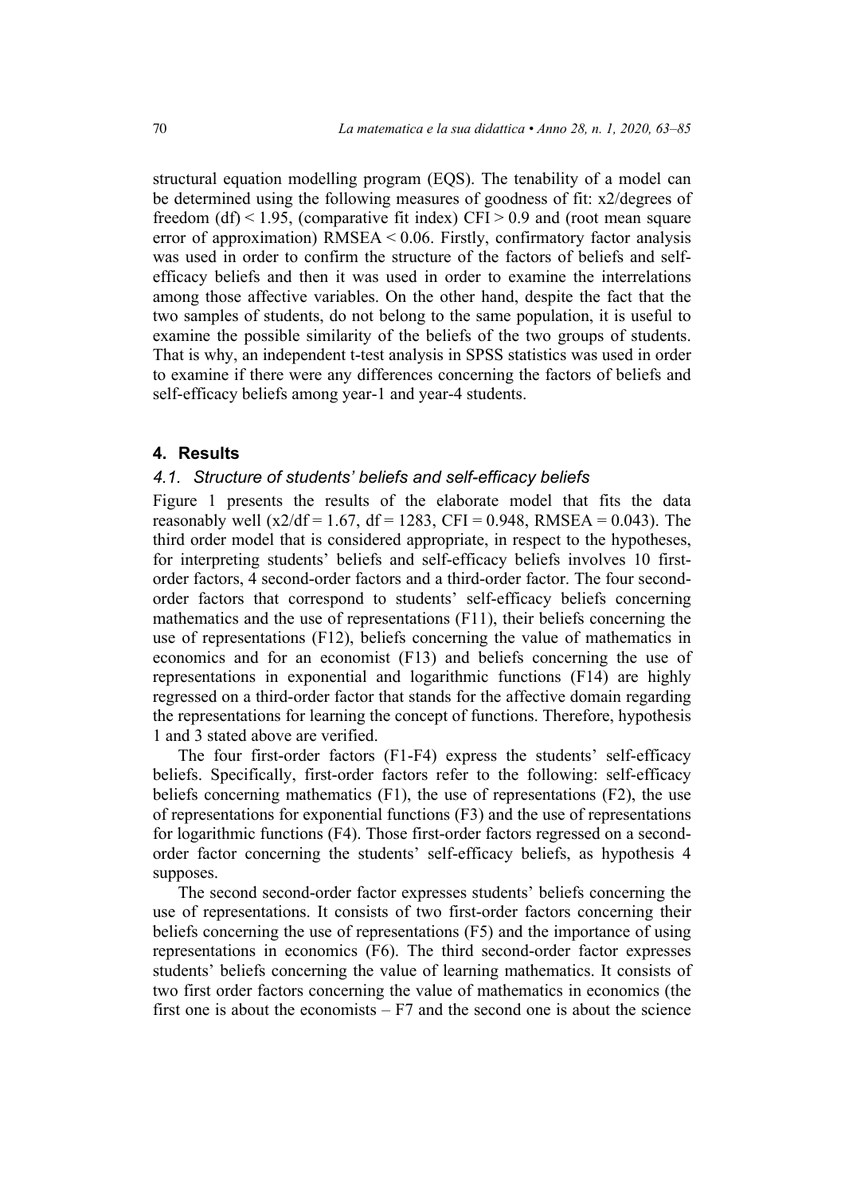structural equation modelling program (EQS). The tenability of a model can be determined using the following measures of goodness of fit: x2/degrees of freedom (df) $< 1.95$, (comparative fit index) CFI $> 0.9$ and (root mean square error of approximation) RMSEA $< 0.06$. Firstly, confirmatory factor analysis was used in order to confirm the structure of the factors of beliefs and self-efficacy beliefs and then it was used in order to examine the interrelations among those affective variables. On the other hand, despite the fact that the two samples of students, do not belong to the same population, it is useful to examine the possible similarity of the beliefs of the two groups of students. That is why, an independent t-test analysis in SPSS statistics was used in order to examine if there were any differences concerning the factors of beliefs and self-efficacy beliefs among year-1 and year-4 students.

## 4. Results

### 4.1. Structure of students' beliefs and self-efficacy beliefs

Figure 1 presents the results of the elaborate model that fits the data reasonably well (x2/df = 1.67, df = 1283, CFI = 0.948, RMSEA = 0.043). The third order model that is considered appropriate, in respect to the hypotheses, for interpreting students' beliefs and self-efficacy beliefs involves 10 first-order factors, 4 second-order factors and a third-order factor. The four second-order factors that correspond to students' self-efficacy beliefs concerning mathematics and the use of representations (F11), their beliefs concerning the use of representations (F12), beliefs concerning the value of mathematics in economics and for an economist (F13) and beliefs concerning the use of representations in exponential and logarithmic functions (F14) are highly regressed on a third-order factor that stands for the affective domain regarding the representations for learning the concept of functions. Therefore, hypothesis 1 and 3 stated above are verified.

The four first-order factors (F1-F4) express the students' self-efficacy beliefs. Specifically, first-order factors refer to the following: self-efficacy beliefs concerning mathematics (F1), the use of representations (F2), the use of representations for exponential functions (F3) and the use of representations for logarithmic functions (F4). Those first-order factors regressed on a second-order factor concerning the students' self-efficacy beliefs, as hypothesis 4 supposes.

The second second-order factor expresses students' beliefs concerning the use of representations. It consists of two first-order factors concerning their beliefs concerning the use of representations (F5) and the importance of using representations in economics (F6). The third second-order factor expresses students' beliefs concerning the value of learning mathematics. It consists of two first order factors concerning the value of mathematics in economics (the first one is about the economists – F7 and the second one is about the science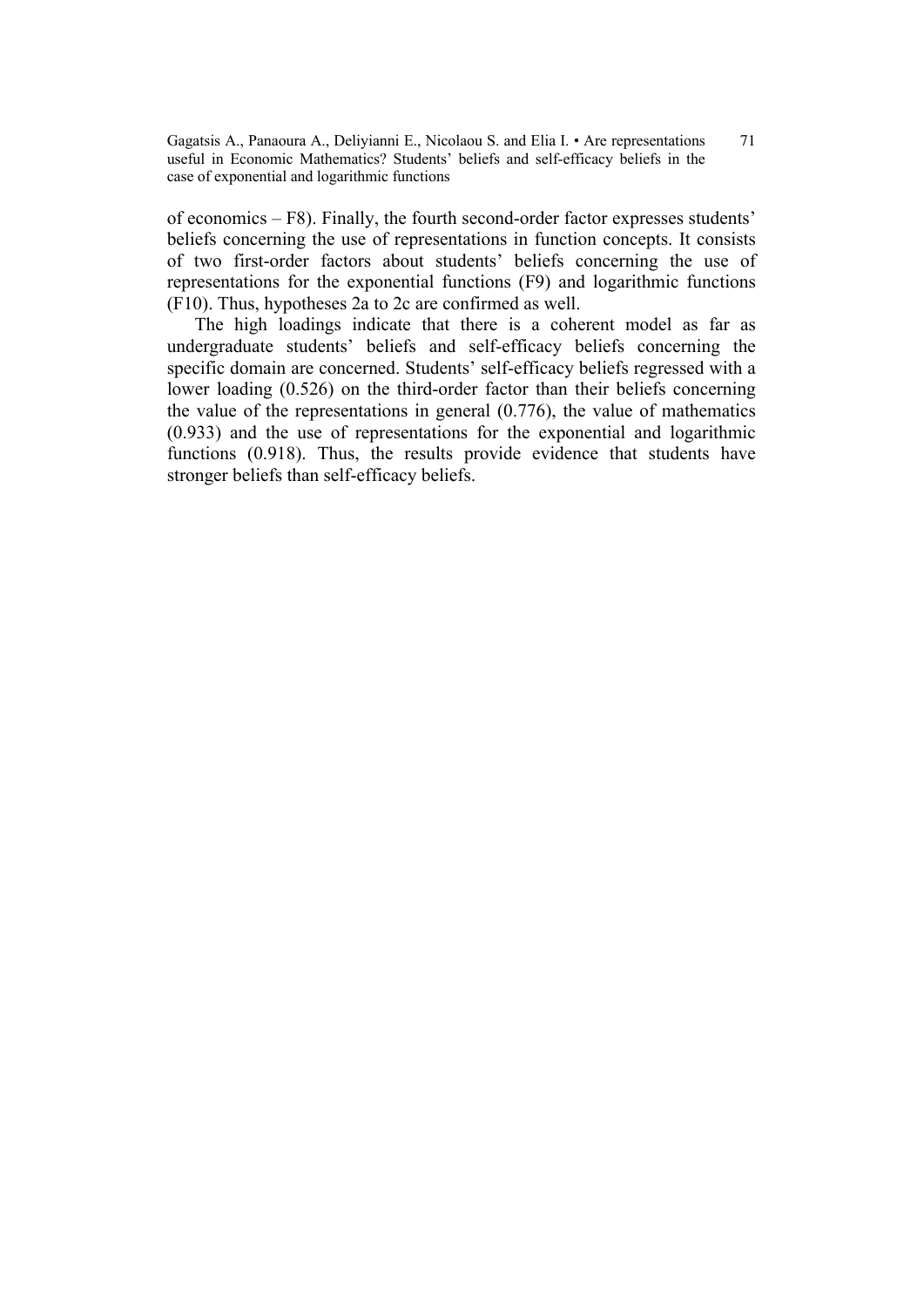of economics – F8). Finally, the fourth second-order factor expresses students' beliefs concerning the use of representations in function concepts. It consists of two first-order factors about students' beliefs concerning the use of representations for the exponential functions (F9) and logarithmic functions (F10). Thus, hypotheses 2a to 2c are confirmed as well.

The high loadings indicate that there is a coherent model as far as undergraduate students' beliefs and self-efficacy beliefs concerning the specific domain are concerned. Students' self-efficacy beliefs regressed with a lower loading (0.526) on the third-order factor than their beliefs concerning the value of the representations in general (0.776), the value of mathematics (0.933) and the use of representations for the exponential and logarithmic functions (0.918). Thus, the results provide evidence that students have stronger beliefs than self-efficacy beliefs.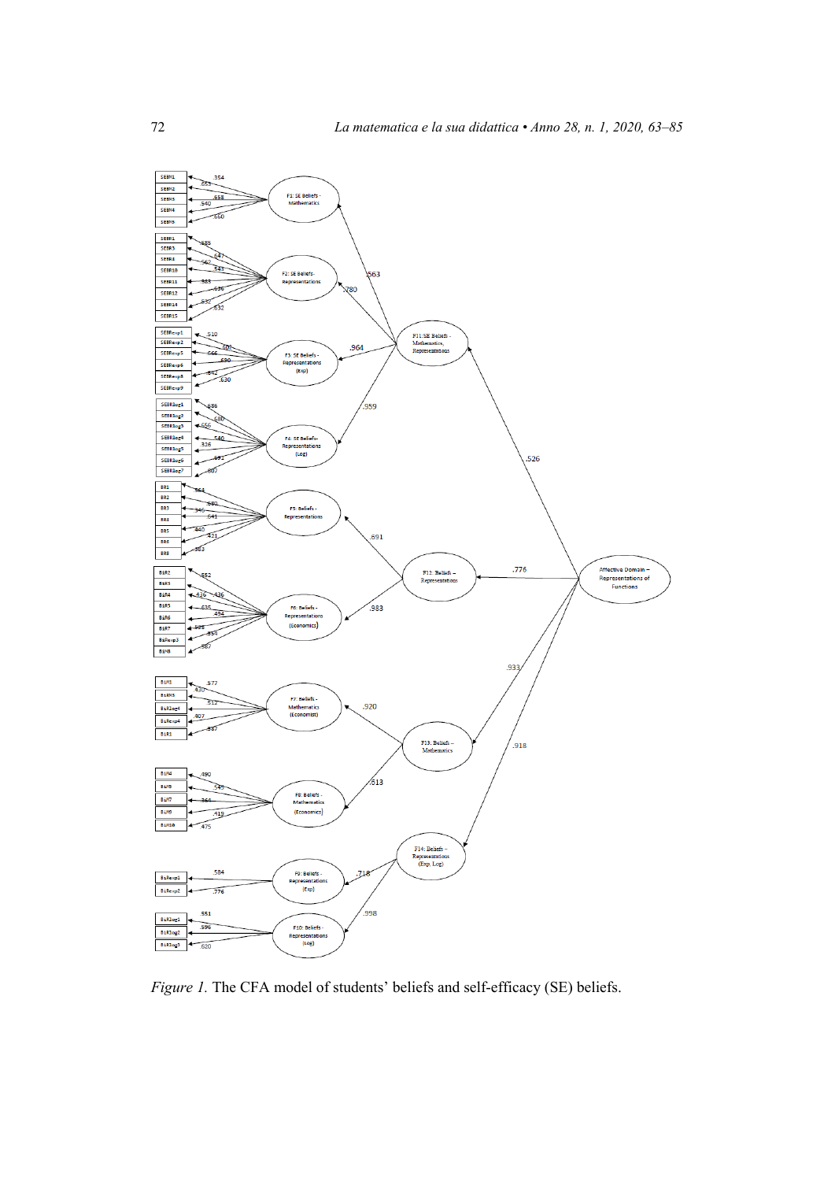Figure 1. The CFA model of students' beliefs and self-efficacy (SE) beliefs.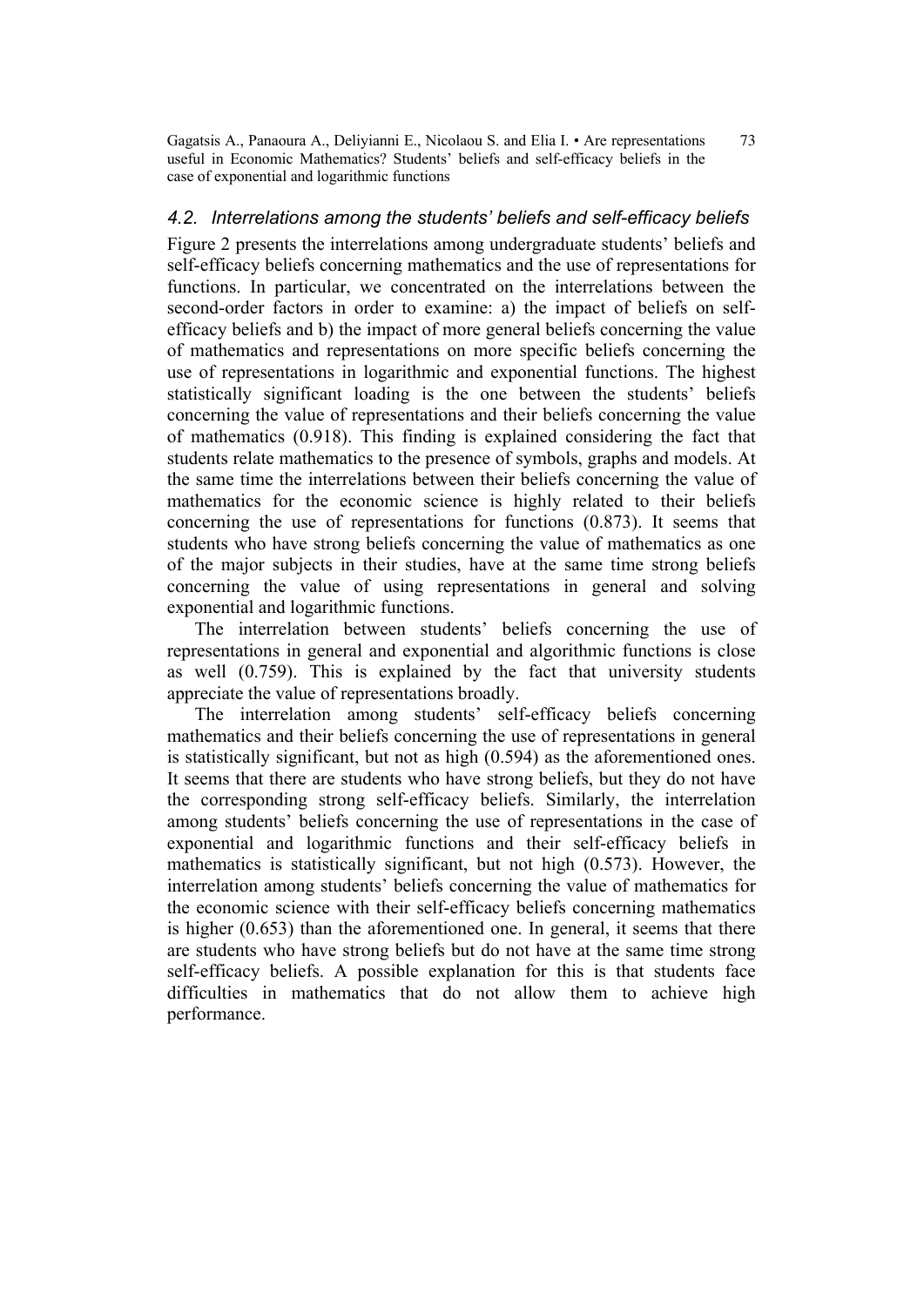### *4.2. Interrelations among the students' beliefs and self-efficacy beliefs*

Figure 2 presents the interrelations among undergraduate students' beliefs and self-efficacy beliefs concerning mathematics and the use of representations for functions. In particular, we concentrated on the interrelations between the second-order factors in order to examine: a) the impact of beliefs on self-efficacy beliefs and b) the impact of more general beliefs concerning the value of mathematics and representations on more specific beliefs concerning the use of representations in logarithmic and exponential functions. The highest statistically significant loading is the one between the students' beliefs concerning the value of representations and their beliefs concerning the value of mathematics (0.918). This finding is explained considering the fact that students relate mathematics to the presence of symbols, graphs and models. At the same time the interrelations between their beliefs concerning the value of mathematics for the economic science is highly related to their beliefs concerning the use of representations for functions (0.873). It seems that students who have strong beliefs concerning the value of mathematics as one of the major subjects in their studies, have at the same time strong beliefs concerning the value of using representations in general and solving exponential and logarithmic functions.

The interrelation between students' beliefs concerning the use of representations in general and exponential and algorithmic functions is close as well (0.759). This is explained by the fact that university students appreciate the value of representations broadly.

The interrelation among students' self-efficacy beliefs concerning mathematics and their beliefs concerning the use of representations in general is statistically significant, but not as high (0.594) as the aforementioned ones. It seems that there are students who have strong beliefs, but they do not have the corresponding strong self-efficacy beliefs. Similarly, the interrelation among students' beliefs concerning the use of representations in the case of exponential and logarithmic functions and their self-efficacy beliefs in mathematics is statistically significant, but not high (0.573). However, the interrelation among students' beliefs concerning the value of mathematics for the economic science with their self-efficacy beliefs concerning mathematics is higher (0.653) than the aforementioned one. In general, it seems that there are students who have strong beliefs but do not have at the same time strong self-efficacy beliefs. A possible explanation for this is that students face difficulties in mathematics that do not allow them to achieve high performance.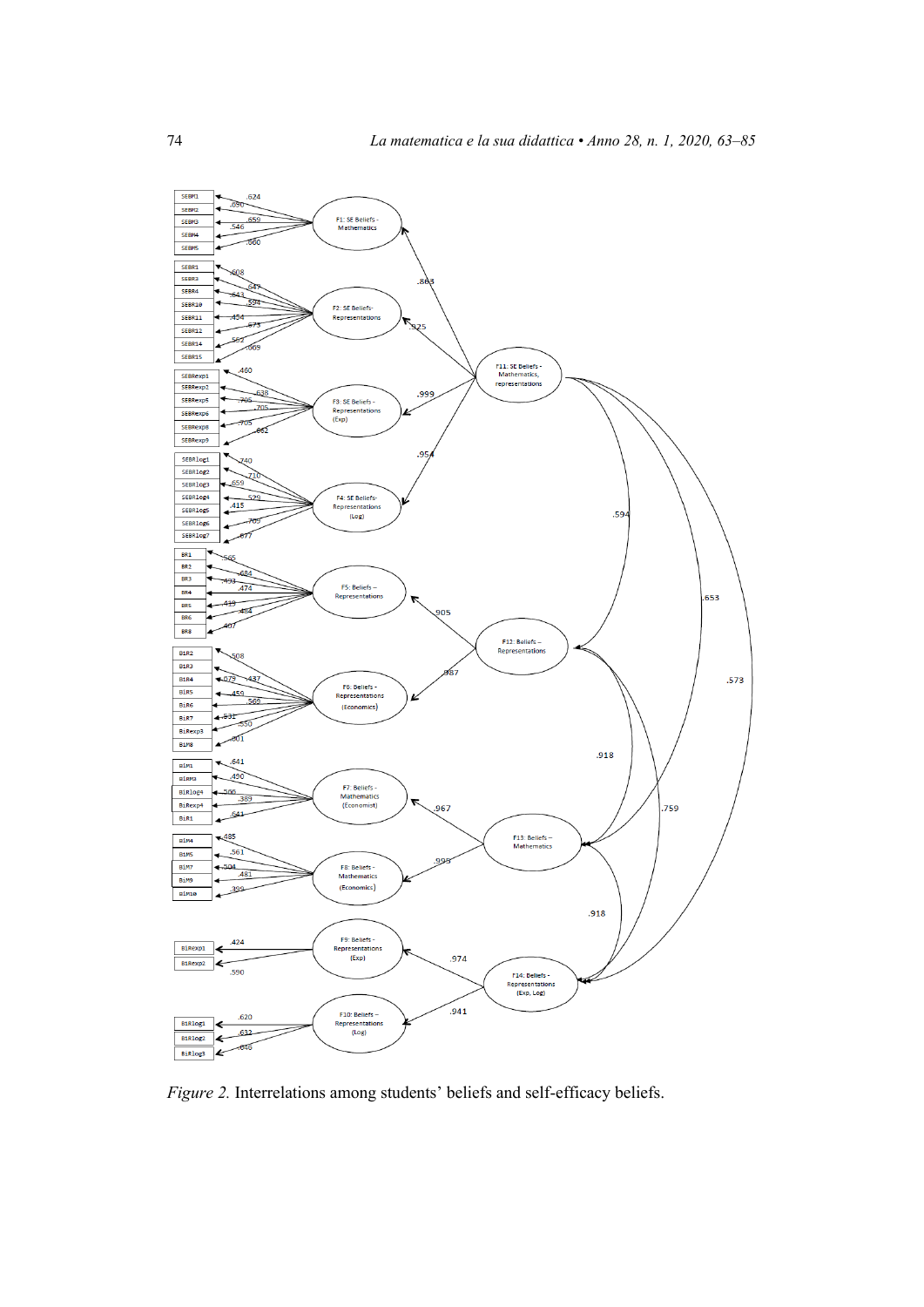*Figure 2.* Interrelations among students' beliefs and self-efficacy beliefs.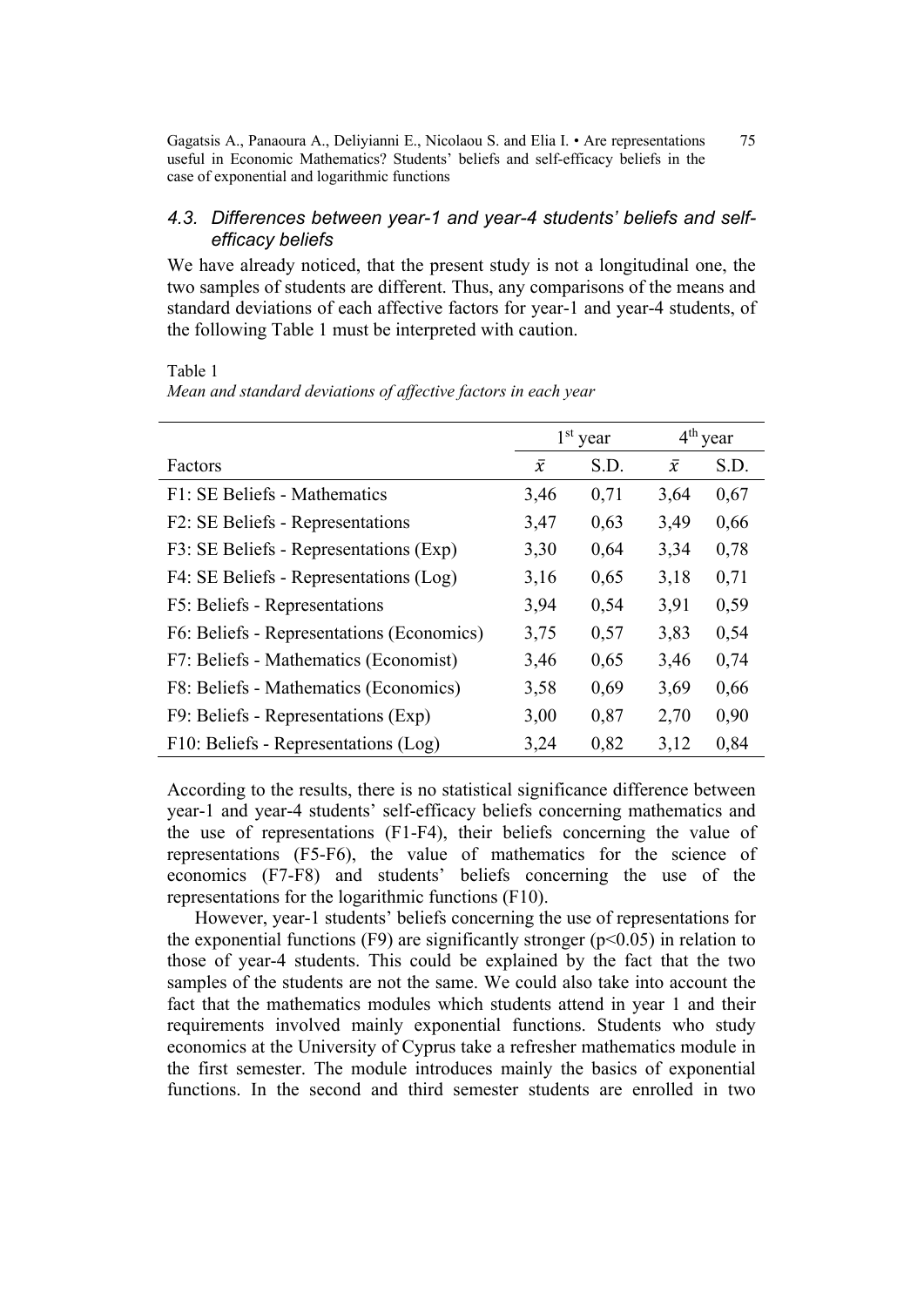### 4.3. Differences between year-1 and year-4 students' beliefs and self-efficacy beliefs

We have already noticed, that the present study is not a longitudinal one, the two samples of students are different. Thus, any comparisons of the means and standard deviations of each affective factors for year-1 and year-4 students, of the following Table 1 must be interpreted with caution.

Table 1
*Mean and standard deviations of affective factors in each year*

| | 1st year | | 4th year | |
|---|---|---|---|---|
| Factors | $\bar{x}$ | S.D. | $\bar{x}$ | S.D. |
| F1: SE Beliefs - Mathematics | 3,46 | 0,71 | 3,64 | 0,67 |
| F2: SE Beliefs - Representations | 3,47 | 0,63 | 3,49 | 0,66 |
| F3: SE Beliefs - Representations (Exp) | 3,30 | 0,64 | 3,34 | 0,78 |
| F4: SE Beliefs - Representations (Log) | 3,16 | 0,65 | 3,18 | 0,71 |
| F5: Beliefs - Representations | 3,94 | 0,54 | 3,91 | 0,59 |
| F6: Beliefs - Representations (Economics) | 3,75 | 0,57 | 3,83 | 0,54 |
| F7: Beliefs - Mathematics (Economist) | 3,46 | 0,65 | 3,46 | 0,74 |
| F8: Beliefs - Mathematics (Economics) | 3,58 | 0,69 | 3,69 | 0,66 |
| F9: Beliefs - Representations (Exp) | 3,00 | 0,87 | 2,70 | 0,90 |
| F10: Beliefs - Representations (Log) | 3,24 | 0,82 | 3,12 | 0,84 |

According to the results, there is no statistical significance difference between year-1 and year-4 students' self-efficacy beliefs concerning mathematics and the use of representations (F1-F4), their beliefs concerning the value of representations (F5-F6), the value of mathematics for the science of economics (F7-F8) and students' beliefs concerning the use of the representations for the logarithmic functions (F10).

However, year-1 students' beliefs concerning the use of representations for the exponential functions (F9) are significantly stronger ($p<0.05$) in relation to those of year-4 students. This could be explained by the fact that the two samples of the students are not the same. We could also take into account the fact that the mathematics modules which students attend in year 1 and their requirements involved mainly exponential functions. Students who study economics at the University of Cyprus take a refresher mathematics module in the first semester. The module introduces mainly the basics of exponential functions. In the second and third semester students are enrolled in two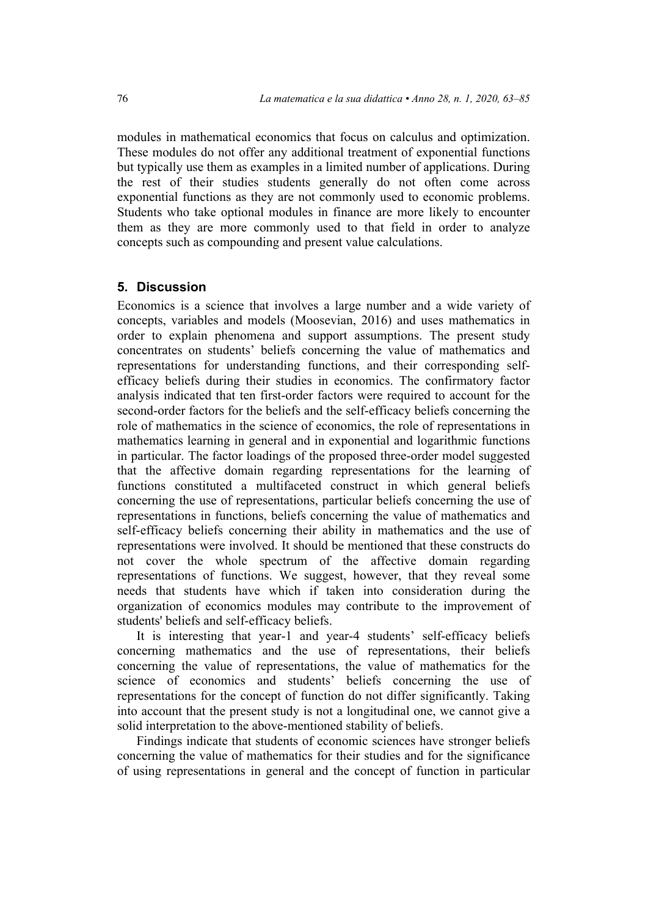modules in mathematical economics that focus on calculus and optimization. These modules do not offer any additional treatment of exponential functions but typically use them as examples in a limited number of applications. During the rest of their studies students generally do not often come across exponential functions as they are not commonly used to economic problems. Students who take optional modules in finance are more likely to encounter them as they are more commonly used to that field in order to analyze concepts such as compounding and present value calculations.

## 5. Discussion

Economics is a science that involves a large number and a wide variety of concepts, variables and models (Moosevian, 2016) and uses mathematics in order to explain phenomena and support assumptions. The present study concentrates on students' beliefs concerning the value of mathematics and representations for understanding functions, and their corresponding self-efficacy beliefs during their studies in economics. The confirmatory factor analysis indicated that ten first-order factors were required to account for the second-order factors for the beliefs and the self-efficacy beliefs concerning the role of mathematics in the science of economics, the role of representations in mathematics learning in general and in exponential and logarithmic functions in particular. The factor loadings of the proposed three-order model suggested that the affective domain regarding representations for the learning of functions constituted a multifaceted construct in which general beliefs concerning the use of representations, particular beliefs concerning the use of representations in functions, beliefs concerning the value of mathematics and self-efficacy beliefs concerning their ability in mathematics and the use of representations were involved. It should be mentioned that these constructs do not cover the whole spectrum of the affective domain regarding representations of functions. We suggest, however, that they reveal some needs that students have which if taken into consideration during the organization of economics modules may contribute to the improvement of students' beliefs and self-efficacy beliefs.

It is interesting that year-1 and year-4 students' self-efficacy beliefs concerning mathematics and the use of representations, their beliefs concerning the value of representations, the value of mathematics for the science of economics and students' beliefs concerning the use of representations for the concept of function do not differ significantly. Taking into account that the present study is not a longitudinal one, we cannot give a solid interpretation to the above-mentioned stability of beliefs.

Findings indicate that students of economic sciences have stronger beliefs concerning the value of mathematics for their studies and for the significance of using representations in general and the concept of function in particular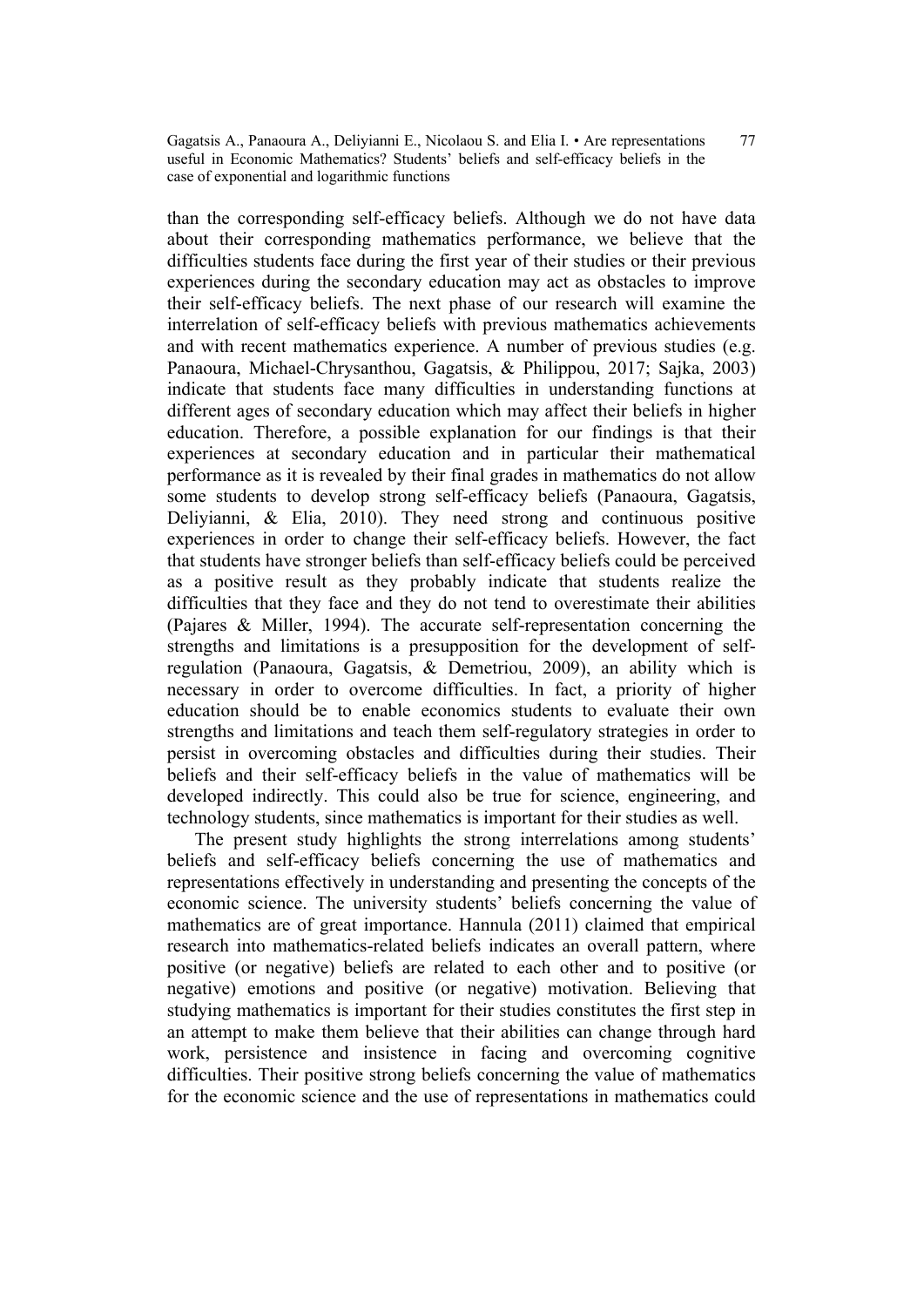than the corresponding self-efficacy beliefs. Although we do not have data about their corresponding mathematics performance, we believe that the difficulties students face during the first year of their studies or their previous experiences during the secondary education may act as obstacles to improve their self-efficacy beliefs. The next phase of our research will examine the interrelation of self-efficacy beliefs with previous mathematics achievements and with recent mathematics experience. A number of previous studies (e.g. Panaoura, Michael-Chrysanthou, Gagatsis, & Philippou, 2017; Sajka, 2003) indicate that students face many difficulties in understanding functions at different ages of secondary education which may affect their beliefs in higher education. Therefore, a possible explanation for our findings is that their experiences at secondary education and in particular their mathematical performance as it is revealed by their final grades in mathematics do not allow some students to develop strong self-efficacy beliefs (Panaoura, Gagatsis, Deliyianni, & Elia, 2010). They need strong and continuous positive experiences in order to change their self-efficacy beliefs. However, the fact that students have stronger beliefs than self-efficacy beliefs could be perceived as a positive result as they probably indicate that students realize the difficulties that they face and they do not tend to overestimate their abilities (Pajares & Miller, 1994). The accurate self-representation concerning the strengths and limitations is a presupposition for the development of self-regulation (Panaoura, Gagatsis, & Demetriou, 2009), an ability which is necessary in order to overcome difficulties. In fact, a priority of higher education should be to enable economics students to evaluate their own strengths and limitations and teach them self-regulatory strategies in order to persist in overcoming obstacles and difficulties during their studies. Their beliefs and their self-efficacy beliefs in the value of mathematics will be developed indirectly. This could also be true for science, engineering, and technology students, since mathematics is important for their studies as well.

The present study highlights the strong interrelations among students' beliefs and self-efficacy beliefs concerning the use of mathematics and representations effectively in understanding and presenting the concepts of the economic science. The university students' beliefs concerning the value of mathematics are of great importance. Hannula (2011) claimed that empirical research into mathematics-related beliefs indicates an overall pattern, where positive (or negative) beliefs are related to each other and to positive (or negative) emotions and positive (or negative) motivation. Believing that studying mathematics is important for their studies constitutes the first step in an attempt to make them believe that their abilities can change through hard work, persistence and insistence in facing and overcoming cognitive difficulties. Their positive strong beliefs concerning the value of mathematics for the economic science and the use of representations in mathematics could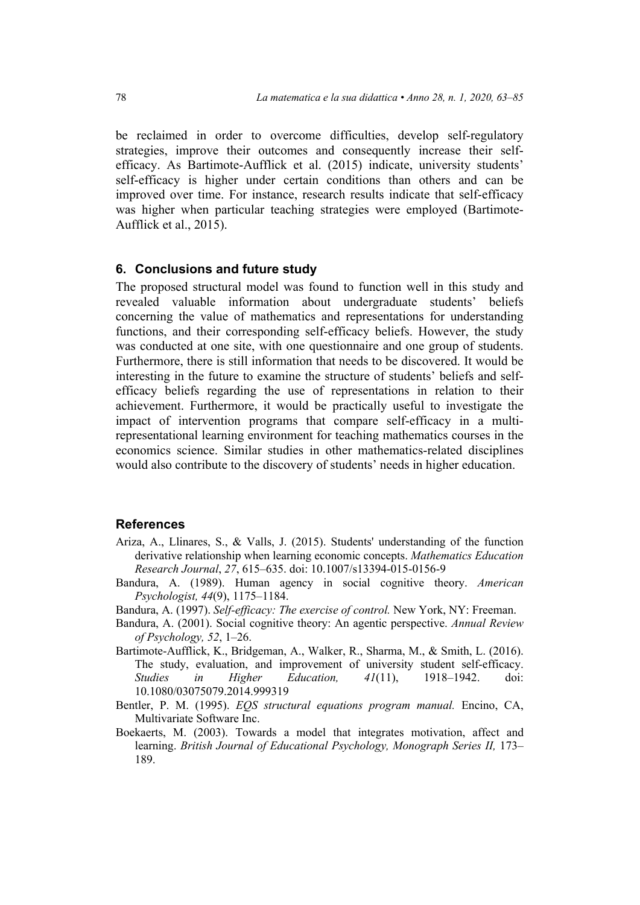be reclaimed in order to overcome difficulties, develop self-regulatory strategies, improve their outcomes and consequently increase their self-efficacy. As Bartimote-Aufflick et al. (2015) indicate, university students' self-efficacy is higher under certain conditions than others and can be improved over time. For instance, research results indicate that self-efficacy was higher when particular teaching strategies were employed (Bartimote-Aufflick et al., 2015).

## 6. Conclusions and future study

The proposed structural model was found to function well in this study and revealed valuable information about undergraduate students' beliefs concerning the value of mathematics and representations for understanding functions, and their corresponding self-efficacy beliefs. However, the study was conducted at one site, with one questionnaire and one group of students. Furthermore, there is still information that needs to be discovered. It would be interesting in the future to examine the structure of students' beliefs and self-efficacy beliefs regarding the use of representations in relation to their achievement. Furthermore, it would be practically useful to investigate the impact of intervention programs that compare self-efficacy in a multi-representational learning environment for teaching mathematics courses in the economics science. Similar studies in other mathematics-related disciplines would also contribute to the discovery of students' needs in higher education.

## References

Ariza, A., Llinares, S., & Valls, J. (2015). Students' understanding of the function derivative relationship when learning economic concepts. *Mathematics Education Research Journal*, *27*, 615–635. doi: 10.1007/s13394-015-0156-9

Bandura, A. (1989). Human agency in social cognitive theory. *American Psychologist, 44*(9), 1175–1184.

Bandura, A. (1997). *Self-efficacy: The exercise of control.* New York, NY: Freeman.

Bandura, A. (2001). Social cognitive theory: An agentic perspective. *Annual Review of Psychology, 52*, 1–26.

Bartimote-Aufflick, K., Bridgeman, A., Walker, R., Sharma, M., & Smith, L. (2016). The study, evaluation, and improvement of university student self-efficacy. *Studies in Higher Education, 41*(11), 1918–1942. doi: 10.1080/03075079.2014.999319

Bentler, P. M. (1995). *EQS structural equations program manual.* Encino, CA, Multivariate Software Inc.

Boekaerts, M. (2003). Towards a model that integrates motivation, affect and learning. *British Journal of Educational Psychology, Monograph Series II,* 173–189.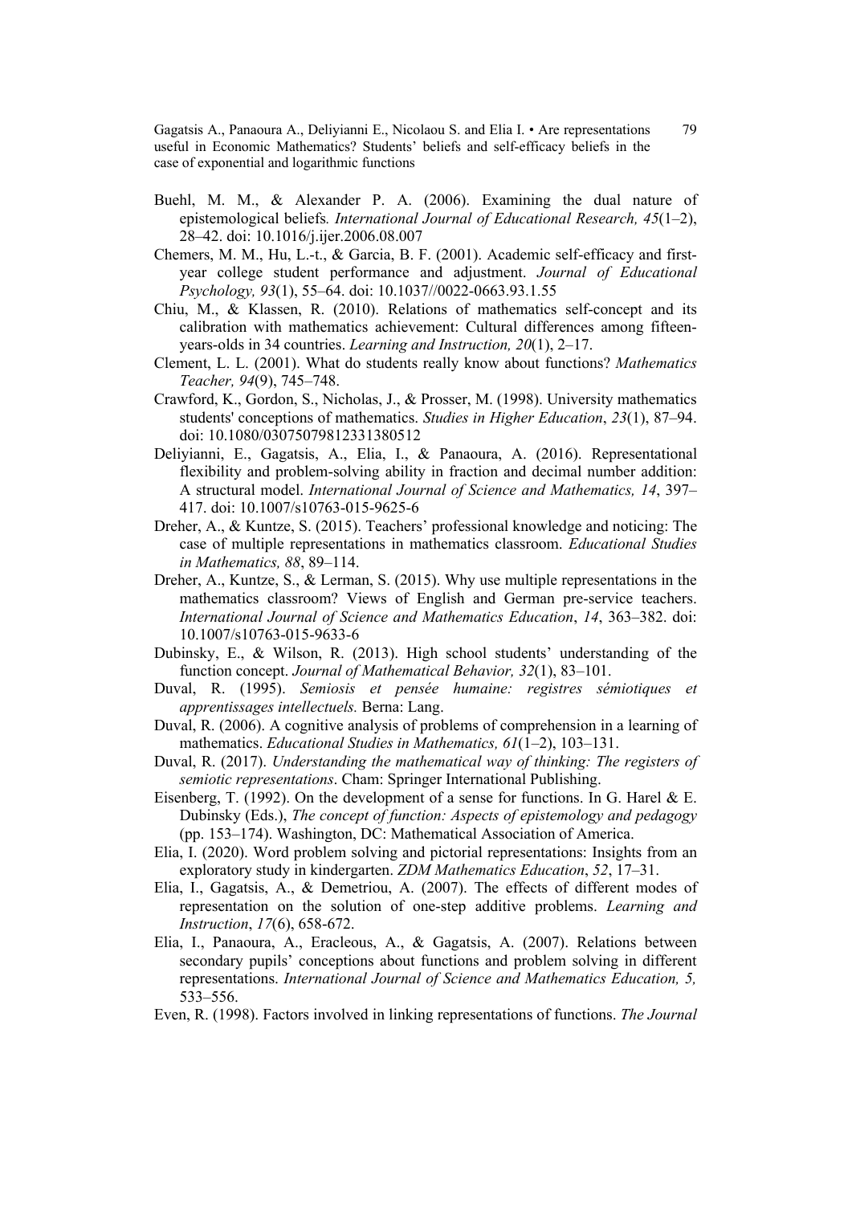Buehl, M. M., & Alexander P. A. (2006). Examining the dual nature of epistemological beliefs*. International Journal of Educational Research, 45*(1–2), 28–42. doi: 10.1016/j.ijer.2006.08.007

Chemers, M. M., Hu, L.-t., & Garcia, B. F. (2001). Academic self-efficacy and first-year college student performance and adjustment. *Journal of Educational Psychology, 93*(1), 55–64. doi: 10.1037//0022-0663.93.1.55

Chiu, M., & Klassen, R. (2010). Relations of mathematics self-concept and its calibration with mathematics achievement: Cultural differences among fifteen-years-olds in 34 countries. *Learning and Instruction, 20*(1), 2–17.

Clement, L. L. (2001). What do students really know about functions? *Mathematics Teacher, 94*(9), 745–748.

Crawford, K., Gordon, S., Nicholas, J., & Prosser, M. (1998). University mathematics students' conceptions of mathematics. *Studies in Higher Education*, *23*(1), 87–94. doi: 10.1080/03075079812331380512

Deliyianni, E., Gagatsis, A., Elia, I., & Panaoura, A. (2016). Representational flexibility and problem-solving ability in fraction and decimal number addition: A structural model. *International Journal of Science and Mathematics, 14*, 397–417. doi: 10.1007/s10763-015-9625-6

Dreher, A., & Kuntze, S. (2015). Teachers' professional knowledge and noticing: The case of multiple representations in mathematics classroom. *Educational Studies in Mathematics, 88*, 89–114.

Dreher, A., Kuntze, S., & Lerman, S. (2015). Why use multiple representations in the mathematics classroom? Views of English and German pre-service teachers. *International Journal of Science and Mathematics Education*, *14*, 363–382. doi: 10.1007/s10763-015-9633-6

Dubinsky, E., & Wilson, R. (2013). High school students' understanding of the function concept. *Journal of Mathematical Behavior, 32*(1), 83–101.

Duval, R. (1995). *Semiosis et pensée humaine: registres sémiotiques et apprentissages intellectuels.* Berna: Lang.

Duval, R. (2006). A cognitive analysis of problems of comprehension in a learning of mathematics. *Educational Studies in Mathematics, 61*(1–2), 103–131.

Duval, R. (2017). *Understanding the mathematical way of thinking: The registers of semiotic representations*. Cham: Springer International Publishing.

Eisenberg, T. (1992). On the development of a sense for functions. In G. Harel & E. Dubinsky (Eds.), *The concept of function: Aspects of epistemology and pedagogy* (pp. 153–174). Washington, DC: Mathematical Association of America.

Elia, I. (2020). Word problem solving and pictorial representations: Insights from an exploratory study in kindergarten. *ZDM Mathematics Education*, *52*, 17–31.

Elia, I., Gagatsis, A., & Demetriou, A. (2007). The effects of different modes of representation on the solution of one-step additive problems. *Learning and Instruction*, *17*(6), 658-672.

Elia, I., Panaoura, A., Eracleous, A., & Gagatsis, A. (2007). Relations between secondary pupils' conceptions about functions and problem solving in different representations. *International Journal of Science and Mathematics Education, 5,* 533–556.

Even, R. (1998). Factors involved in linking representations of functions. *The Journal*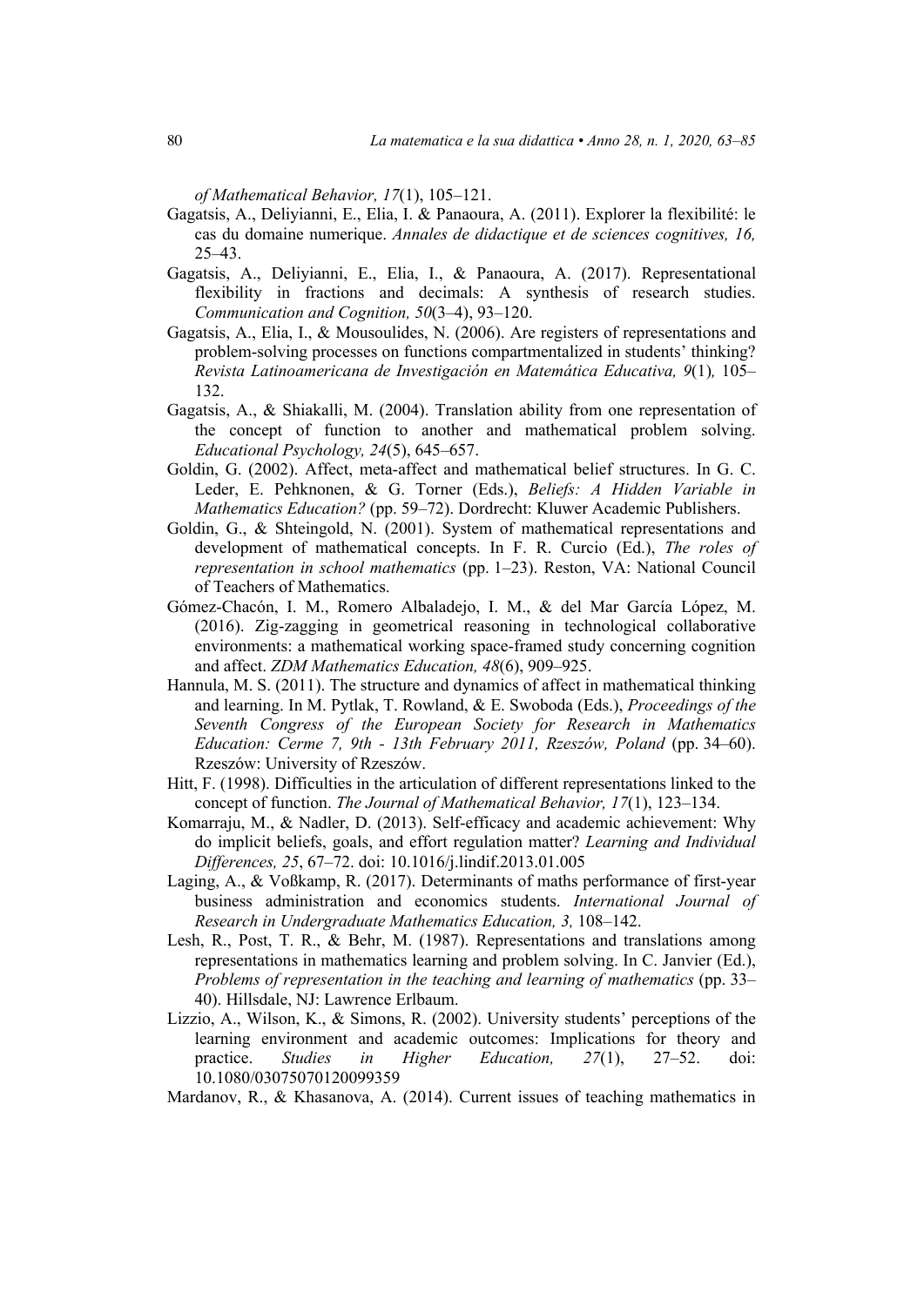*of Mathematical Behavior, 17*(1), 105–121.

Gagatsis, A., Deliyianni, E., Elia, I. & Panaoura, A. (2011). Explorer la flexibilité: le cas du domaine numerique. *Annales de didactique et de sciences cognitives, 16,* 25–43.

Gagatsis, A., Deliyianni, E., Elia, I., & Panaoura, A. (2017). Representational flexibility in fractions and decimals: A synthesis of research studies. *Communication and Cognition, 50*(3–4), 93–120.

Gagatsis, A., Elia, I., & Mousoulides, N. (2006). Are registers of representations and problem-solving processes on functions compartmentalized in students' thinking? *Revista Latinoamericana de Investigación en Matemática Educativa, 9*(1)*,* 105–132.

Gagatsis, A., & Shiakalli, M. (2004). Translation ability from one representation of the concept of function to another and mathematical problem solving. *Educational Psychology, 24*(5), 645–657.

Goldin, G. (2002). Affect, meta-affect and mathematical belief structures. In G. C. Leder, E. Pehknonen, & G. Torner (Eds.), *Beliefs: A Hidden Variable in Mathematics Education?* (pp. 59–72). Dordrecht: Kluwer Academic Publishers.

Goldin, G., & Shteingold, N. (2001). System of mathematical representations and development of mathematical concepts. In F. R. Curcio (Ed.), *The roles of representation in school mathematics* (pp. 1–23). Reston, VA: National Council of Teachers of Mathematics.

Gómez-Chacón, I. M., Romero Albaladejo, I. M., & del Mar García López, M. (2016). Zig-zagging in geometrical reasoning in technological collaborative environments: a mathematical working space-framed study concerning cognition and affect. *ZDM Mathematics Education, 48*(6), 909–925.

Hannula, M. S. (2011). The structure and dynamics of affect in mathematical thinking and learning. In M. Pytlak, T. Rowland, & E. Swoboda (Eds.), *Proceedings of the Seventh Congress of the European Society for Research in Mathematics Education: Cerme 7, 9th - 13th February 2011, Rzeszów, Poland* (pp. 34–60). Rzeszów: University of Rzeszów.

Hitt, F. (1998). Difficulties in the articulation of different representations linked to the concept of function. *The Journal of Mathematical Behavior, 17*(1), 123–134.

Komarraju, M., & Nadler, D. (2013). Self-efficacy and academic achievement: Why do implicit beliefs, goals, and effort regulation matter? *Learning and Individual Differences, 25*, 67–72. doi: 10.1016/j.lindif.2013.01.005

Laging, A., & Voßkamp, R. (2017). Determinants of maths performance of first-year business administration and economics students. *International Journal of Research in Undergraduate Mathematics Education, 3,* 108–142.

Lesh, R., Post, T. R., & Behr, M. (1987). Representations and translations among representations in mathematics learning and problem solving. In C. Janvier (Ed.), *Problems of representation in the teaching and learning of mathematics* (pp. 33–40). Hillsdale, NJ: Lawrence Erlbaum.

Lizzio, A., Wilson, K., & Simons, R. (2002). University students' perceptions of the learning environment and academic outcomes: Implications for theory and practice. *Studies in Higher Education, 27*(1), 27–52. doi: 10.1080/03075070120099359

Mardanov, R., & Khasanova, A. (2014). Current issues of teaching mathematics in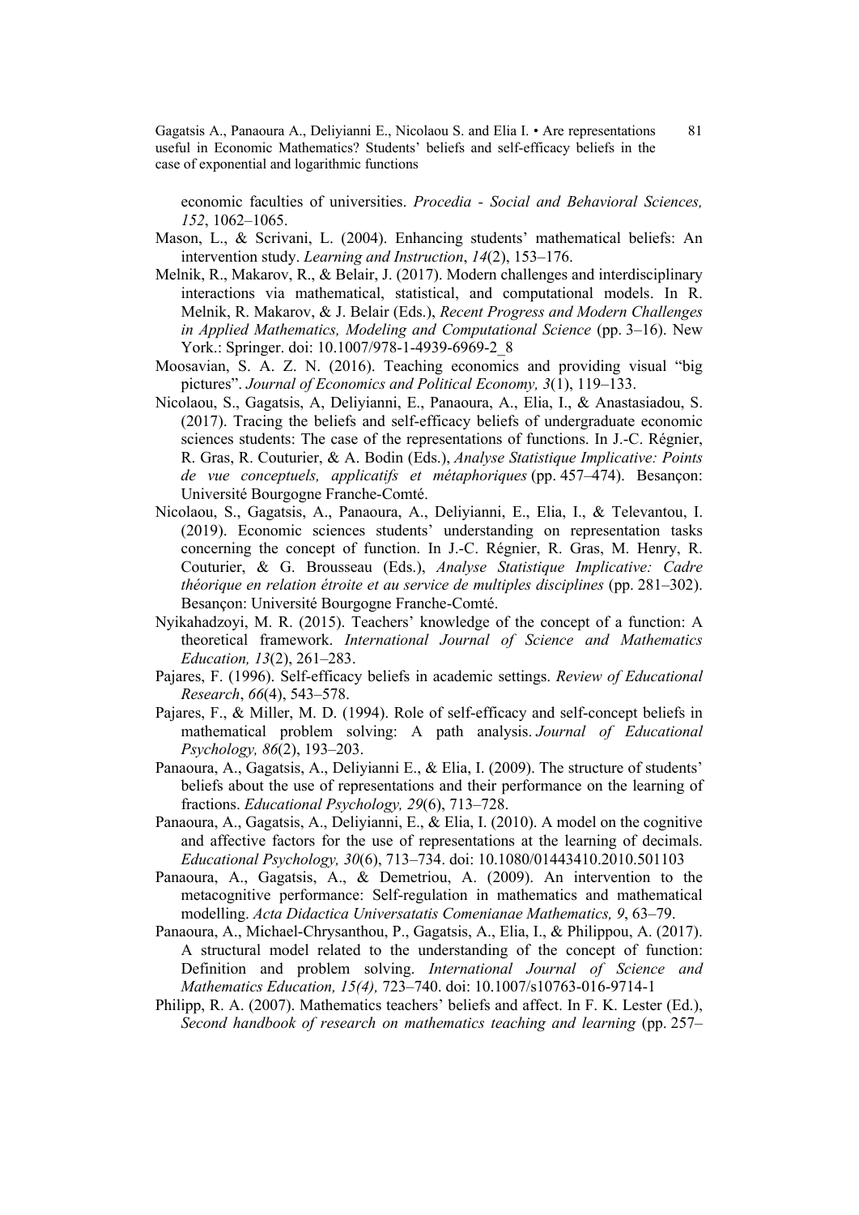economic faculties of universities. *Procedia - Social and Behavioral Sciences, 152*, 1062–1065.

Mason, L., & Scrivani, L. (2004). Enhancing students' mathematical beliefs: An intervention study. *Learning and Instruction*, *14*(2), 153–176.

Melnik, R., Makarov, R., & Belair, J. (2017). Modern challenges and interdisciplinary interactions via mathematical, statistical, and computational models. In R. Melnik, R. Makarov, & J. Belair (Eds.), *Recent Progress and Modern Challenges in Applied Mathematics, Modeling and Computational Science* (pp. 3–16). New York.: Springer. doi: 10.1007/978-1-4939-6969-2_8

Moosavian, S. A. Z. N. (2016). Teaching economics and providing visual "big pictures". *Journal of Economics and Political Economy, 3*(1), 119–133.

Nicolaou, S., Gagatsis, A, Deliyianni, E., Panaoura, A., Elia, I., & Anastasiadou, S. (2017). Tracing the beliefs and self-efficacy beliefs of undergraduate economic sciences students: The case of the representations of functions. In J.-C. Régnier, R. Gras, R. Couturier, & A. Bodin (Eds.), *Analyse Statistique Implicative: Points de vue conceptuels, applicatifs et métaphoriques* (pp. 457–474). Besançon: Université Bourgogne Franche-Comté.

Nicolaou, S., Gagatsis, A., Panaoura, A., Deliyianni, E., Elia, I., & Televantou, I. (2019). Economic sciences students' understanding on representation tasks concerning the concept of function. In J.-C. Régnier, R. Gras, M. Henry, R. Couturier, & G. Brousseau (Eds.), *Analyse Statistique Implicative: Cadre théorique en relation étroite et au service de multiples disciplines* (pp. 281–302). Besançon: Université Bourgogne Franche-Comté.

Nyikahadzoyi, M. R. (2015). Teachers' knowledge of the concept of a function: A theoretical framework. *International Journal of Science and Mathematics Education, 13*(2), 261–283.

Pajares, F. (1996). Self-efficacy beliefs in academic settings. *Review of Educational Research*, *66*(4), 543–578.

Pajares, F., & Miller, M. D. (1994). Role of self-efficacy and self-concept beliefs in mathematical problem solving: A path analysis. *Journal of Educational Psychology, 86*(2), 193–203.

Panaoura, A., Gagatsis, A., Deliyianni E., & Elia, I. (2009). The structure of students' beliefs about the use of representations and their performance on the learning of fractions. *Educational Psychology, 29*(6), 713–728.

Panaoura, A., Gagatsis, A., Deliyianni, E., & Elia, I. (2010). A model on the cognitive and affective factors for the use of representations at the learning of decimals. *Educational Psychology, 30*(6), 713–734. doi: 10.1080/01443410.2010.501103

Panaoura, A., Gagatsis, A., & Demetriou, A. (2009). An intervention to the metacognitive performance: Self-regulation in mathematics and mathematical modelling. *Acta Didactica Universatatis Comenianae Mathematics, 9*, 63–79.

Panaoura, A., Michael-Chrysanthou, P., Gagatsis, A., Elia, I., & Philippou, A. (2017). A structural model related to the understanding of the concept of function: Definition and problem solving. *International Journal of Science and Mathematics Education, 15(4),* 723–740. doi: 10.1007/s10763-016-9714-1

Philipp, R. A. (2007). Mathematics teachers' beliefs and affect. In F. K. Lester (Ed.), *Second handbook of research on mathematics teaching and learning* (pp. 257–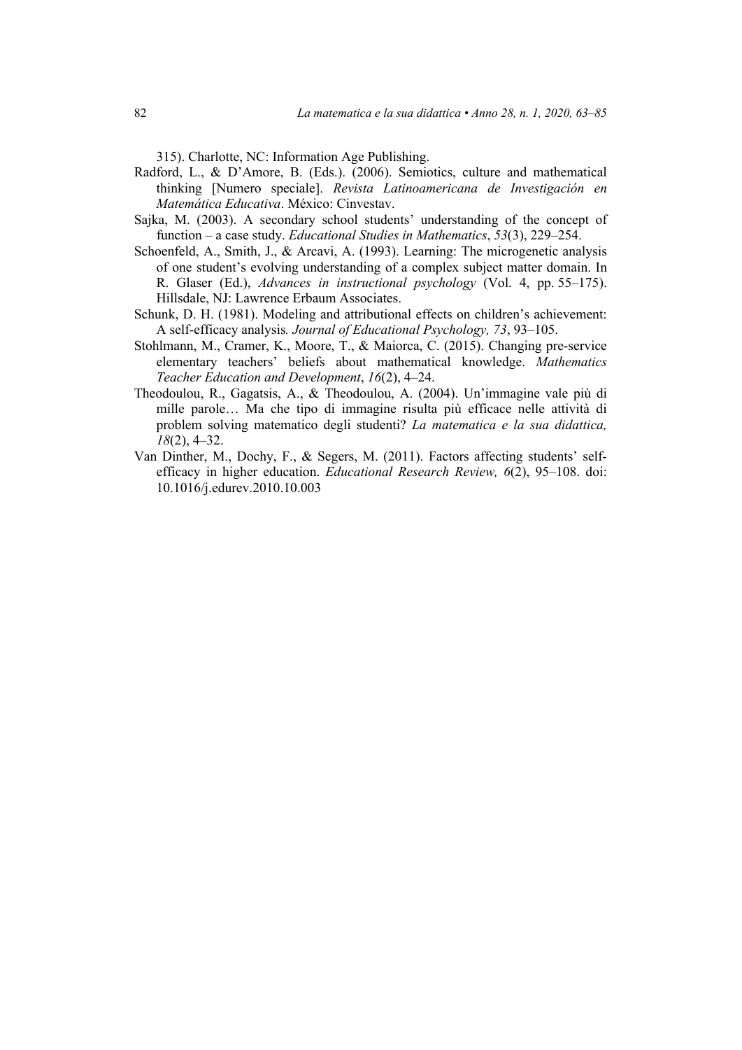315). Charlotte, NC: Information Age Publishing.

Radford, L., & D'Amore, B. (Eds.). (2006). Semiotics, culture and mathematical thinking [Numero speciale]. *Revista Latinoamericana de Investigación en Matemática Educativa*. México: Cinvestav.

Sajka, M. (2003). A secondary school students' understanding of the concept of function – a case study. *Educational Studies in Mathematics*, *53*(3), 229–254.

Schoenfeld, A., Smith, J., & Arcavi, A. (1993). Learning: The microgenetic analysis of one student's evolving understanding of a complex subject matter domain. In R. Glaser (Ed.), *Advances in instructional psychology* (Vol. 4, pp. 55–175). Hillsdale, NJ: Lawrence Erbaum Associates.

Schunk, D. H. (1981). Modeling and attributional effects on children's achievement: A self-efficacy analysis*. Journal of Educational Psychology, 73*, 93–105.

Stohlmann, M., Cramer, K., Moore, T., & Maiorca, C. (2015). Changing pre-service elementary teachers' beliefs about mathematical knowledge. *Mathematics Teacher Education and Development*, *16*(2), 4–24.

Theodoulou, R., Gagatsis, A., & Theodoulou, A. (2004). Un'immagine vale più di mille parole… Ma che tipo di immagine risulta più efficace nelle attività di problem solving matematico degli studenti? *La matematica e la sua didattica, 18*(2), 4–32.

Van Dinther, M., Dochy, F., & Segers, M. (2011). Factors affecting students' self-efficacy in higher education. *Educational Research Review, 6*(2), 95–108. doi: 10.1016/j.edurev.2010.10.003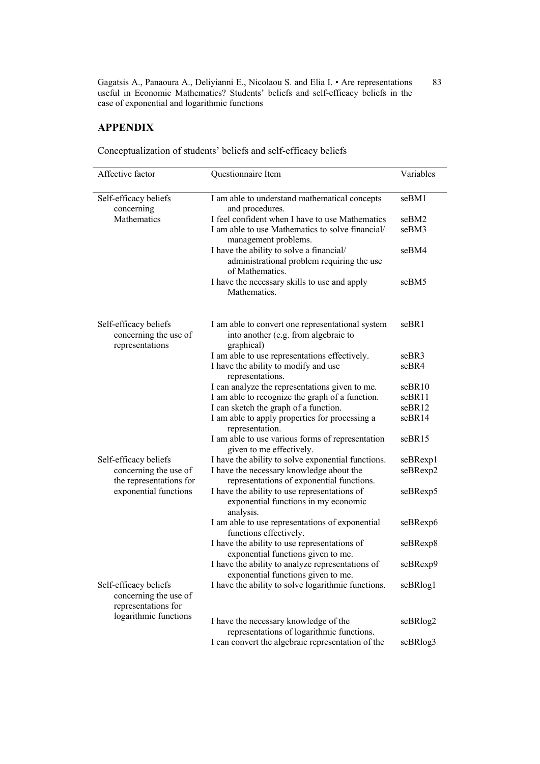## APPENDIX

Conceptualization of students' beliefs and self-efficacy beliefs

| Affective factor | Questionnaire Item | Variables |
|---|---|---|
| Self-efficacy beliefs concerning Mathematics | I am able to understand mathematical concepts and procedures. | seBM1 |
| | I feel confident when I have to use Mathematics | seBM2 |
| | I am able to use Mathematics to solve financial/ management problems. | seBM3 |
| | I have the ability to solve a financial/ administrational problem requiring the use of Mathematics. | seBM4 |
| | I have the necessary skills to use and apply Mathematics. | seBM5 |
| Self-efficacy beliefs concerning the use of representations | I am able to convert one representational system into another (e.g. from algebraic to graphical) | seBR1 |
| | I am able to use representations effectively. | seBR3 |
| | I have the ability to modify and use representations. | seBR4 |
| | I can analyze the representations given to me. | seBR10 |
| | I am able to recognize the graph of a function. | seBR11 |
| | I can sketch the graph of a function. | seBR12 |
| | I am able to apply properties for processing a representation. | seBR14 |
| | I am able to use various forms of representation given to me effectively. | seBR15 |
| Self-efficacy beliefs concerning the use of the representations for exponential functions | I have the ability to solve exponential functions. | seBRexp1 |
| | I have the necessary knowledge about the representations of exponential functions. | seBRexp2 |
| | I have the ability to use representations of exponential functions in my economic analysis. | seBRexp5 |
| | I am able to use representations of exponential functions effectively. | seBRexp6 |
| | I have the ability to use representations of exponential functions given to me. | seBRexp8 |
| | I have the ability to analyze representations of exponential functions given to me. | seBRexp9 |
| Self-efficacy beliefs concerning the use of representations for logarithmic functions | I have the ability to solve logarithmic functions. | seBRlog1 |
| | I have the necessary knowledge of the representations of logarithmic functions. | seBRlog2 |
| | I can convert the algebraic representation of the | seBRlog3 |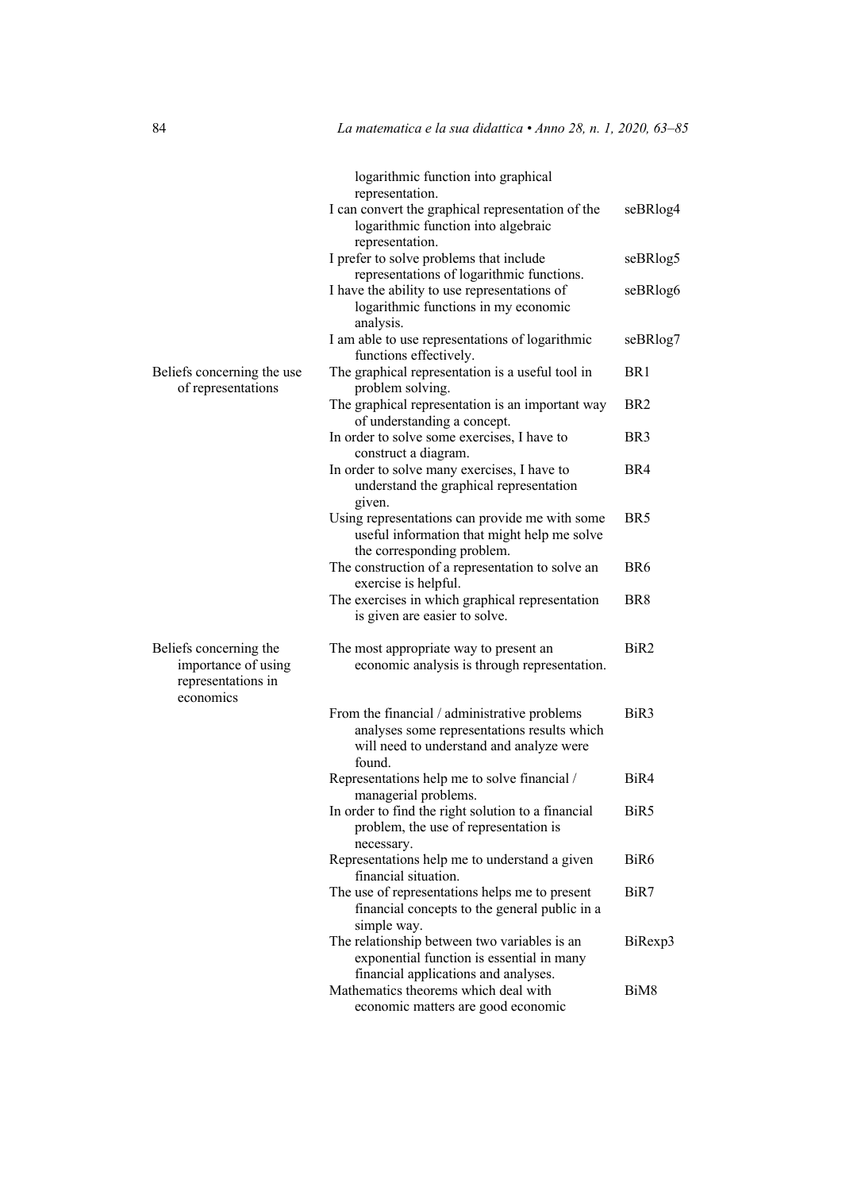| | | |
|---|---|---|
| | logarithmic function into graphical representation. | |
| | I can convert the graphical representation of the logarithmic function into algebraic representation. | seBRlog4 |
| | I prefer to solve problems that include representations of logarithmic functions. | seBRlog5 |
| | I have the ability to use representations of logarithmic functions in my economic analysis. | seBRlog6 |
| | I am able to use representations of logarithmic functions effectively. | seBRlog7 |
| Beliefs concerning the use of representations | The graphical representation is a useful tool in problem solving. | BR1 |
| | The graphical representation is an important way of understanding a concept. | BR2 |
| | In order to solve some exercises, I have to construct a diagram. | BR3 |
| | In order to solve many exercises, I have to understand the graphical representation given. | BR4 |
| | Using representations can provide me with some useful information that might help me solve the corresponding problem. | BR5 |
| | The construction of a representation to solve an exercise is helpful. | BR6 |
| | The exercises in which graphical representation is given are easier to solve. | BR8 |
| Beliefs concerning the importance of using representations in economics | The most appropriate way to present an economic analysis is through representation. | BiR2 |
| | From the financial / administrative problems analyses some representations results which will need to understand and analyze were found. | BiR3 |
| | Representations help me to solve financial / managerial problems. | BiR4 |
| | In order to find the right solution to a financial problem, the use of representation is necessary. | BiR5 |
| | Representations help me to understand a given financial situation. | BiR6 |
| | The use of representations helps me to present financial concepts to the general public in a simple way. | BiR7 |
| | The relationship between two variables is an exponential function is essential in many financial applications and analyses. | BiRexp3 |
| | Mathematics theorems which deal with economic matters are good economic | BiM8 |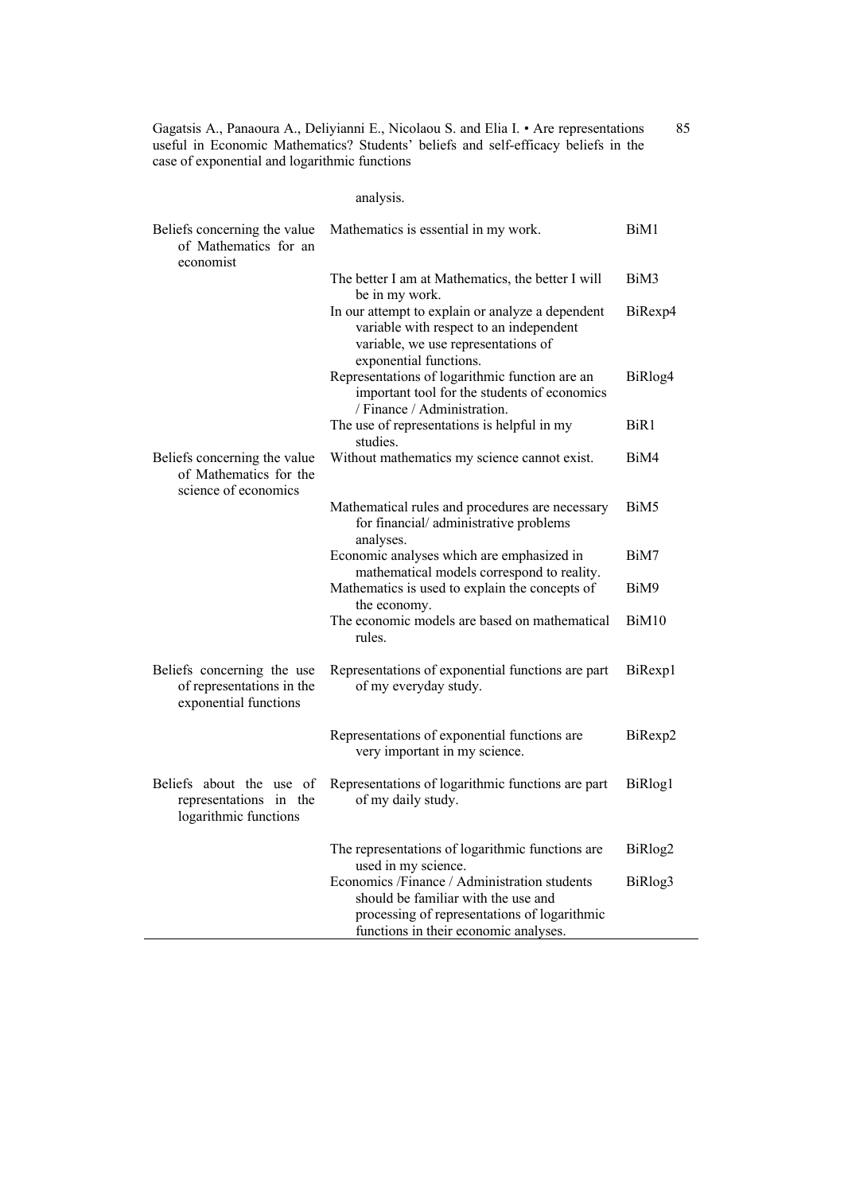analysis.

| | | |
|---|---|---|
| Beliefs concerning the value of Mathematics for an economist | Mathematics is essential in my work. | BiM1 |
| | The better I am at Mathematics, the better I will be in my work. | BiM3 |
| | In our attempt to explain or analyze a dependent variable with respect to an independent variable, we use representations of exponential functions. | BiRexp4 |
| | Representations of logarithmic function are an important tool for the students of economics / Finance / Administration. | BiRlog4 |
| | The use of representations is helpful in my studies. | BiR1 |
| Beliefs concerning the value of Mathematics for the science of economics | Without mathematics my science cannot exist. | BiM4 |
| | Mathematical rules and procedures are necessary for financial/ administrative problems analyses. | BiM5 |
| | Economic analyses which are emphasized in mathematical models correspond to reality. | BiM7 |
| | Mathematics is used to explain the concepts of the economy. | BiM9 |
| | The economic models are based on mathematical rules. | BiM10 |
| Beliefs concerning the use of representations in the exponential functions | Representations of exponential functions are part of my everyday study. | BiRexp1 |
| | Representations of exponential functions are very important in my science. | BiRexp2 |
| Beliefs about the use of representations in the logarithmic functions | Representations of logarithmic functions are part of my daily study. | BiRlog1 |
| | The representations of logarithmic functions are used in my science. | BiRlog2 |
| | Economics /Finance / Administration students should be familiar with the use and processing of representations of logarithmic functions in their economic analyses. | BiRlog3 |